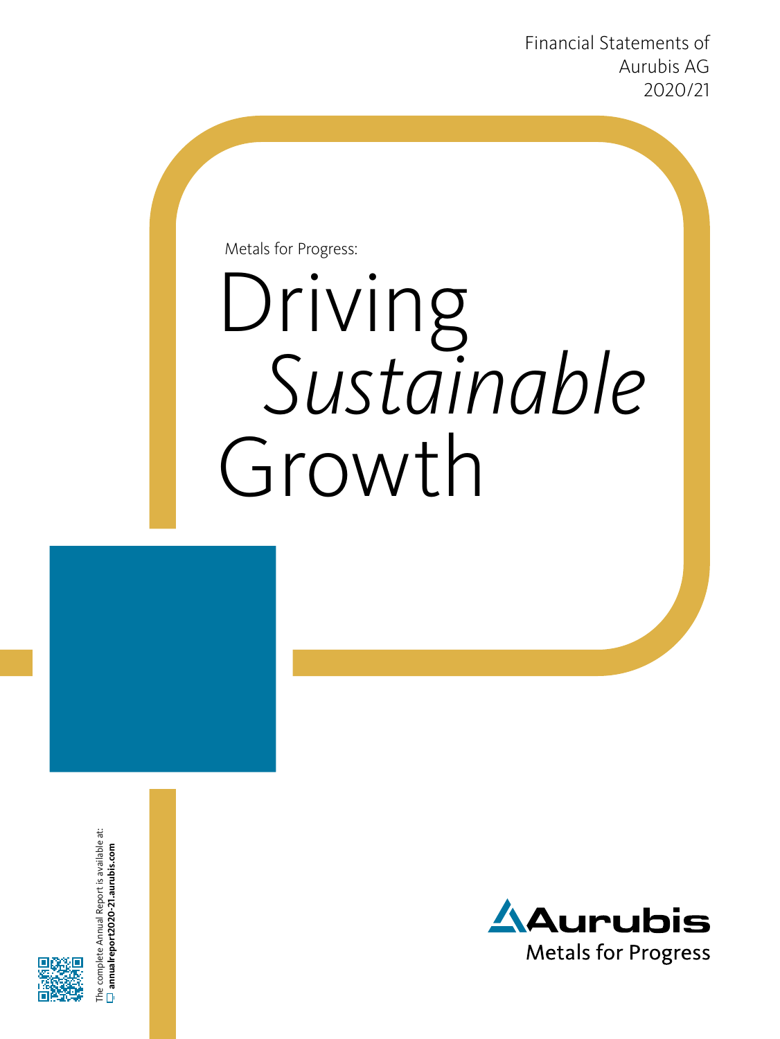Financial Statements of
Aurubis AG
2020/21

Metals for Progress:

# Driving *Sustainable* Growth

The complete Annual Report is available at:
**annualreport2020-21.aurubis.com**

Aurubis
Metals for Progress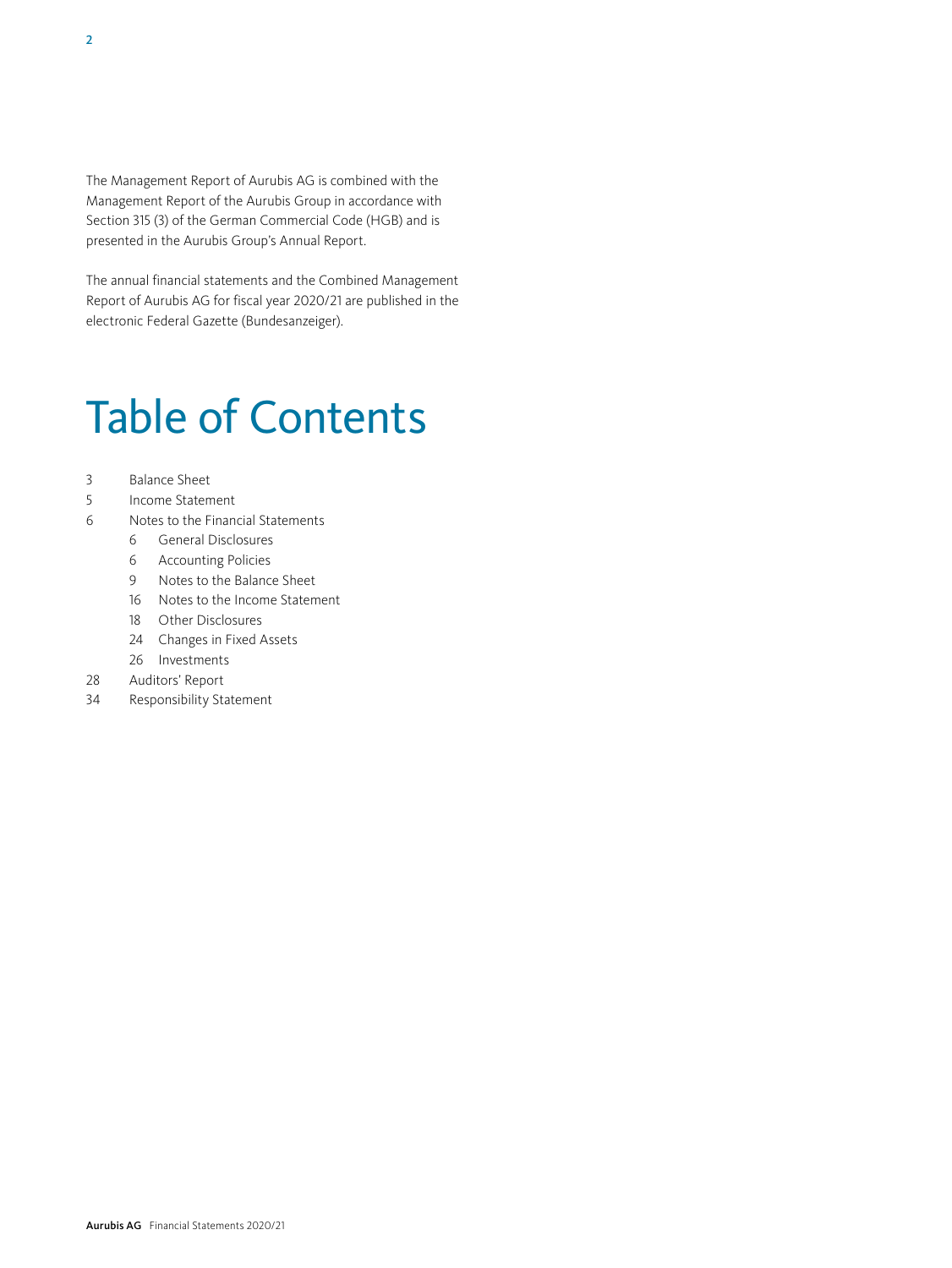The Management Report of Aurubis AG is combined with the Management Report of the Aurubis Group in accordance with Section 315 (3) of the German Commercial Code (HGB) and is presented in the Aurubis Group's Annual Report.

The annual financial statements and the Combined Management Report of Aurubis AG for fiscal year 2020/21 are published in the electronic Federal Gazette (Bundesanzeiger).

# Table of Contents

- 3 Balance Sheet
- 5 Income Statement
- 6 Notes to the Financial Statements
  - 6 General Disclosures
  - 6 Accounting Policies
  - 9 Notes to the Balance Sheet
  - 16 Notes to the Income Statement
  - 18 Other Disclosures
  - 24 Changes in Fixed Assets
  - 26 Investments
- 28 Auditors' Report
- 34 Responsibility Statement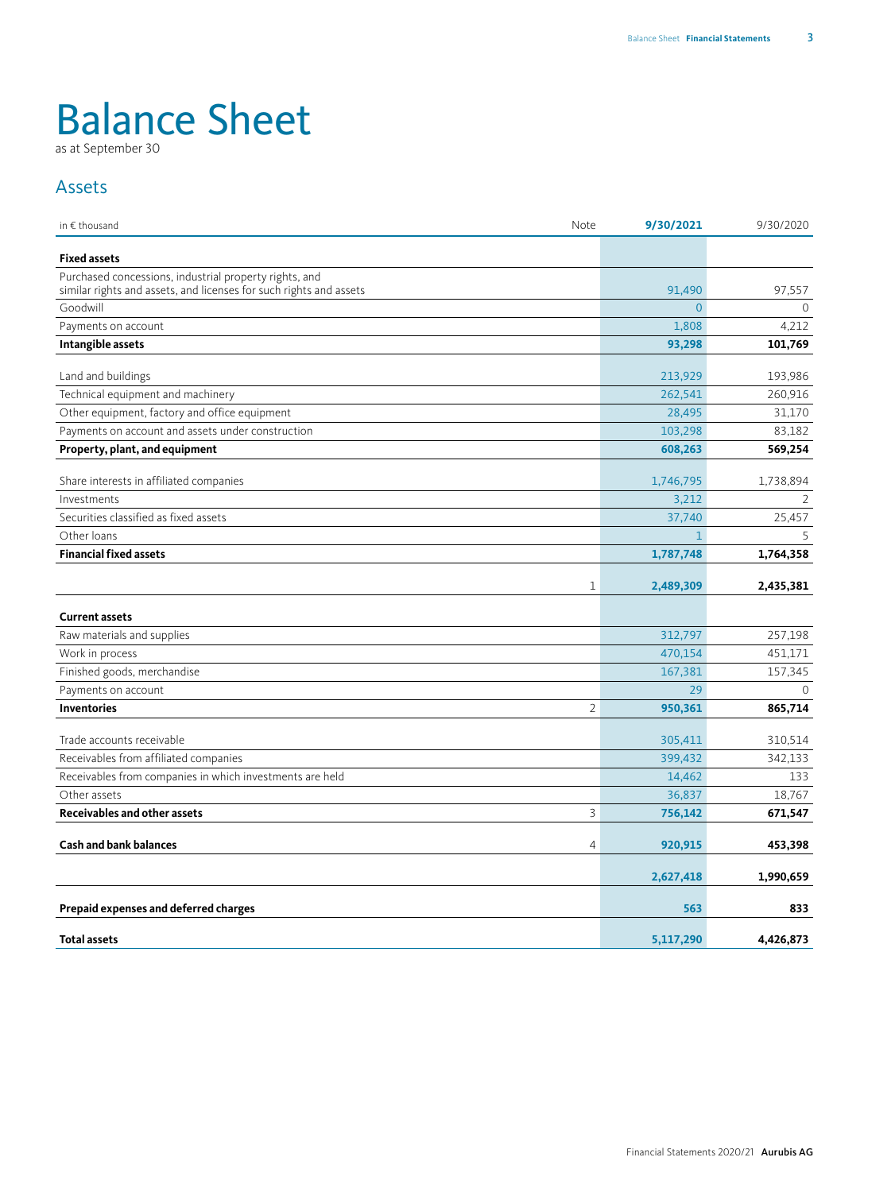# Balance Sheet

as at September 30

## Assets

| in € thousand | Note | 9/30/2021 | 9/30/2020 |
|---|---|---|---|
| **Fixed assets** | | | |
| Purchased concessions, industrial property rights, and similar rights and assets, and licenses for such rights and assets | | 91,490 | 97,557 |
| Goodwill | | 0 | 0 |
| Payments on account | | 1,808 | 4,212 |
| **Intangible assets** | | **93,298** | **101,769** |
| Land and buildings | | 213,929 | 193,986 |
| Technical equipment and machinery | | 262,541 | 260,916 |
| Other equipment, factory and office equipment | | 28,495 | 31,170 |
| Payments on account and assets under construction | | 103,298 | 83,182 |
| **Property, plant, and equipment** | | **608,263** | **569,254** |
| Share interests in affiliated companies | | 1,746,795 | 1,738,894 |
| Investments | | 3,212 | 2 |
| Securities classified as fixed assets | | 37,740 | 25,457 |
| Other loans | | 1 | 5 |
| **Financial fixed assets** | | **1,787,748** | **1,764,358** |
| | 1 | **2,489,309** | **2,435,381** |
| **Current assets** | | | |
| Raw materials and supplies | | 312,797 | 257,198 |
| Work in process | | 470,154 | 451,171 |
| Finished goods, merchandise | | 167,381 | 157,345 |
| Payments on account | | 29 | 0 |
| **Inventories** | 2 | **950,361** | **865,714** |
| Trade accounts receivable | | 305,411 | 310,514 |
| Receivables from affiliated companies | | 399,432 | 342,133 |
| Receivables from companies in which investments are held | | 14,462 | 133 |
| Other assets | | 36,837 | 18,767 |
| **Receivables and other assets** | 3 | **756,142** | **671,547** |
| **Cash and bank balances** | 4 | **920,915** | **453,398** |
| | | **2,627,418** | **1,990,659** |
| **Prepaid expenses and deferred charges** | | **563** | **833** |
| **Total assets** | | **5,117,290** | **4,426,873** |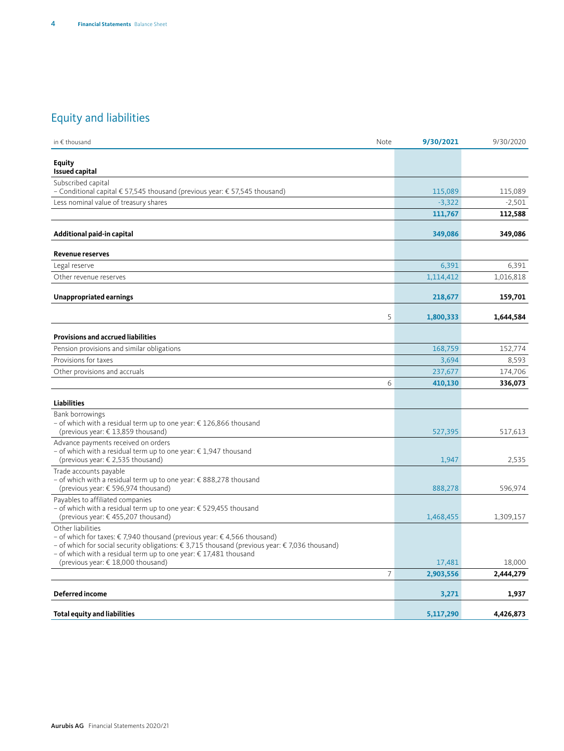## Equity and liabilities

| in € thousand | Note | 9/30/2021 | 9/30/2020 |
|---|---|---|---|
| **Equity** | | | |
| **Issued capital** | | | |
| Subscribed capital<br>– Conditional capital € 57,545 thousand (previous year: € 57,545 thousand) | | 115,089 | 115,089 |
| Less nominal value of treasury shares | | -3,322 | -2,501 |
| | | **111,767** | **112,588** |
| **Additional paid-in capital** | | **349,086** | **349,086** |
| **Revenue reserves** | | | |
| Legal reserve | | 6,391 | 6,391 |
| Other revenue reserves | | 1,114,412 | 1,016,818 |
| **Unappropriated earnings** | | **218,677** | **159,701** |
| | 5 | **1,800,333** | **1,644,584** |
| **Provisions and accrued liabilities** | | | |
| Pension provisions and similar obligations | | 168,759 | 152,774 |
| Provisions for taxes | | 3,694 | 8,593 |
| Other provisions and accruals | | 237,677 | 174,706 |
| | 6 | **410,130** | **336,073** |
| **Liabilities** | | | |
| Bank borrowings<br>– of which with a residual term up to one year: € 126,866 thousand (previous year: € 13,859 thousand) | | 527,395 | 517,613 |
| Advance payments received on orders<br>– of which with a residual term up to one year: € 1,947 thousand (previous year: € 2,535 thousand) | | 1,947 | 2,535 |
| Trade accounts payable<br>– of which with a residual term up to one year: € 888,278 thousand (previous year: € 596,974 thousand) | | 888,278 | 596,974 |
| Payables to affiliated companies<br>– of which with a residual term up to one year: € 529,455 thousand (previous year: € 455,207 thousand) | | 1,468,455 | 1,309,157 |
| Other liabilities<br>– of which for taxes: € 7,940 thousand (previous year: € 4,566 thousand)<br>– of which for social security obligations: € 3,715 thousand (previous year: € 7,036 thousand)<br>– of which with a residual term up to one year: € 17,481 thousand (previous year: € 18,000 thousand) | | 17,481 | 18,000 |
| | 7 | **2,903,556** | **2,444,279** |
| **Deferred income** | | **3,271** | **1,937** |
| **Total equity and liabilities** | | **5,117,290** | **4,426,873** |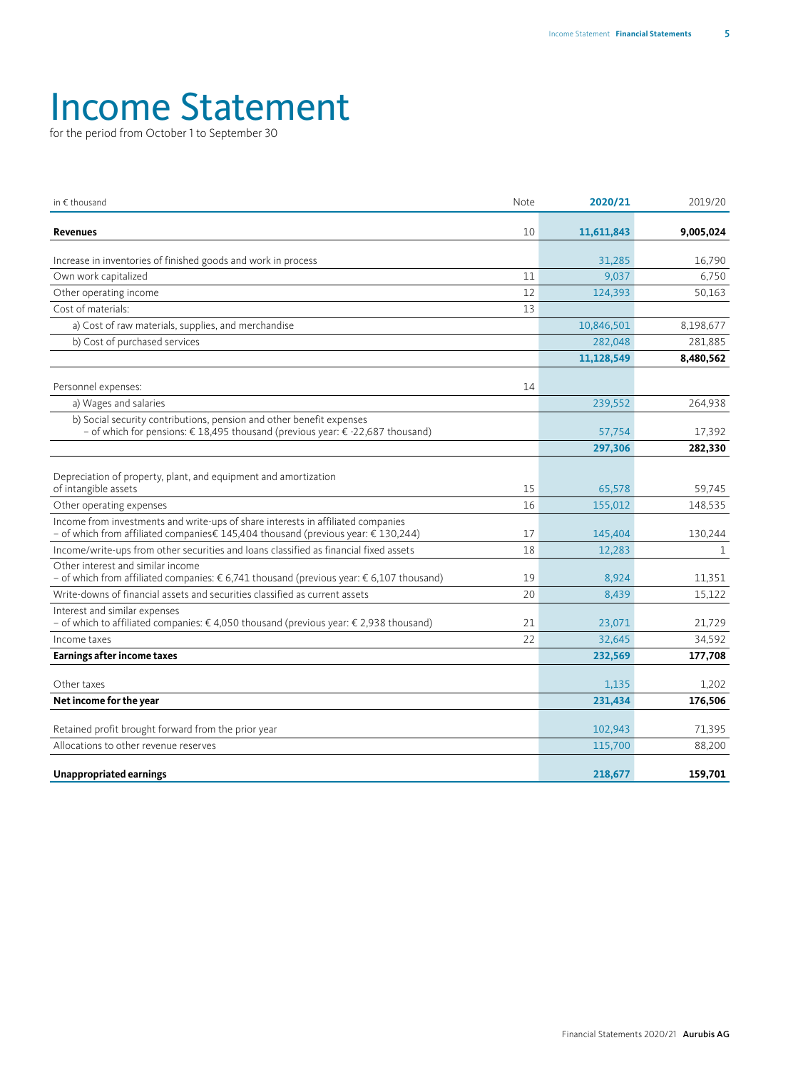# Income Statement

for the period from October 1 to September 30

| in € thousand | Note | 2020/21 | 2019/20 |
|---|---|---|---|
| **Revenues** | 10 | **11,611,843** | **9,005,024** |
| Increase in inventories of finished goods and work in process | | 31,285 | 16,790 |
| Own work capitalized | 11 | 9,037 | 6,750 |
| Other operating income | 12 | 124,393 | 50,163 |
| Cost of materials: | 13 | | |
| a) Cost of raw materials, supplies, and merchandise | | 10,846,501 | 8,198,677 |
| b) Cost of purchased services | | 282,048 | 281,885 |
| | | **11,128,549** | **8,480,562** |
| Personnel expenses: | 14 | | |
| a) Wages and salaries | | 239,552 | 264,938 |
| b) Social security contributions, pension and other benefit expenses – of which for pensions: € 18,495 thousand (previous year: € -22,687 thousand) | | 57,754 | 17,392 |
| | | **297,306** | **282,330** |
| Depreciation of property, plant, and equipment and amortization of intangible assets | 15 | 65,578 | 59,745 |
| Other operating expenses | 16 | 155,012 | 148,535 |
| Income from investments and write-ups of share interests in affiliated companies – of which from affiliated companies€ 145,404 thousand (previous year: € 130,244) | 17 | 145,404 | 130,244 |
| Income/write-ups from other securities and loans classified as financial fixed assets | 18 | 12,283 | 1 |
| Other interest and similar income – of which from affiliated companies: € 6,741 thousand (previous year: € 6,107 thousand) | 19 | 8,924 | 11,351 |
| Write-downs of financial assets and securities classified as current assets | 20 | 8,439 | 15,122 |
| Interest and similar expenses – of which to affiliated companies: € 4,050 thousand (previous year: € 2,938 thousand) | 21 | 23,071 | 21,729 |
| Income taxes | 22 | 32,645 | 34,592 |
| **Earnings after income taxes** | | **232,569** | **177,708** |
| Other taxes | | 1,135 | 1,202 |
| **Net income for the year** | | **231,434** | **176,506** |
| Retained profit brought forward from the prior year | | 102,943 | 71,395 |
| Allocations to other revenue reserves | | 115,700 | 88,200 |
| **Unappropriated earnings** | | **218,677** | **159,701** |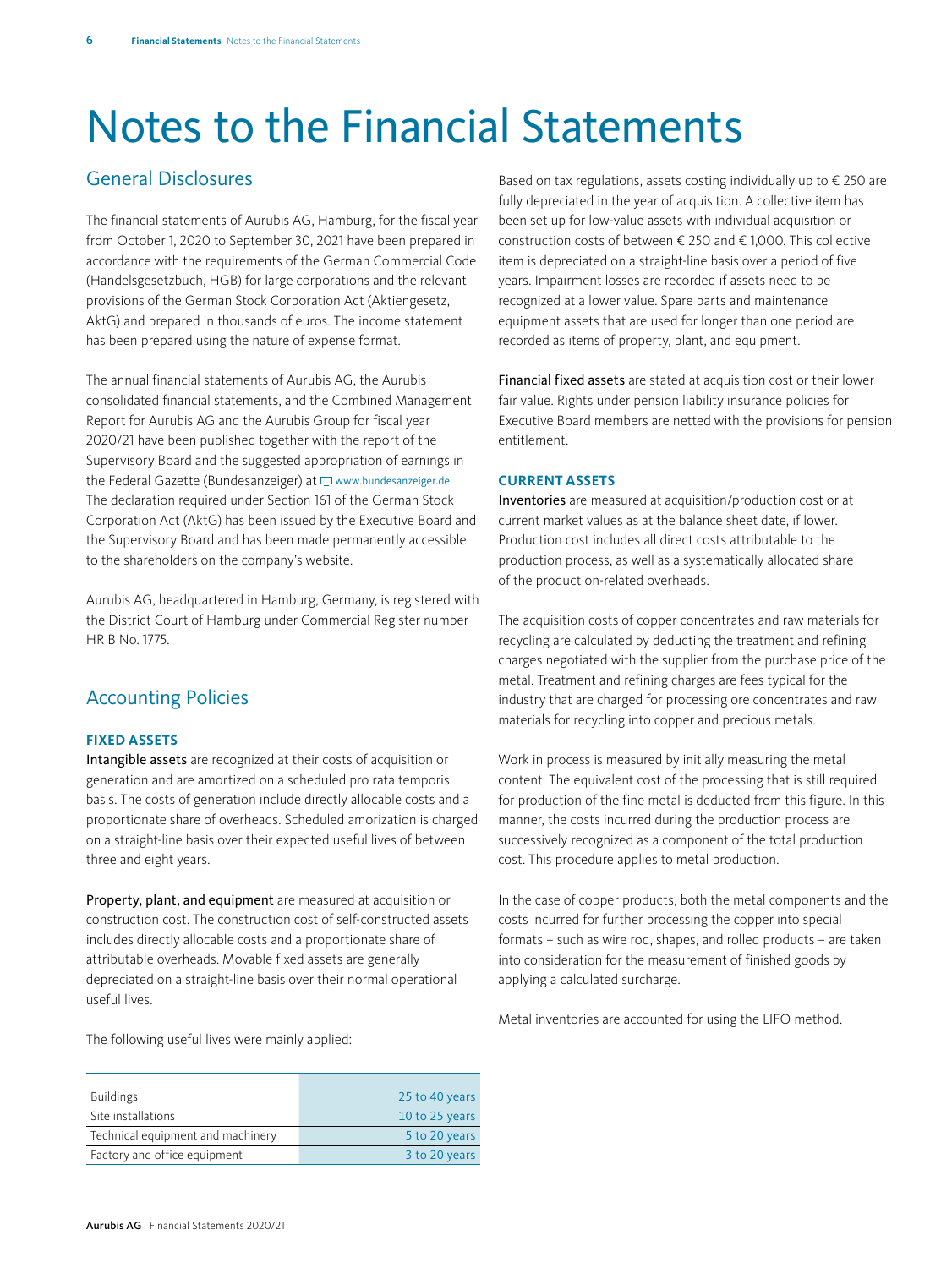# Notes to the Financial Statements

## General Disclosures

The financial statements of Aurubis AG, Hamburg, for the fiscal year from October 1, 2020 to September 30, 2021 have been prepared in accordance with the requirements of the German Commercial Code (Handelsgesetzbuch, HGB) for large corporations and the relevant provisions of the German Stock Corporation Act (Aktiengesetz, AktG) and prepared in thousands of euros. The income statement has been prepared using the nature of expense format.

The annual financial statements of Aurubis AG, the Aurubis consolidated financial statements, and the Combined Management Report for Aurubis AG and the Aurubis Group for fiscal year 2020/21 have been published together with the report of the Supervisory Board and the suggested appropriation of earnings in the Federal Gazette (Bundesanzeiger) at www.bundesanzeiger.de The declaration required under Section 161 of the German Stock Corporation Act (AktG) has been issued by the Executive Board and the Supervisory Board and has been made permanently accessible to the shareholders on the company's website.

Aurubis AG, headquartered in Hamburg, Germany, is registered with the District Court of Hamburg under Commercial Register number HR B No. 1775.

## Accounting Policies

### FIXED ASSETS

**Intangible assets** are recognized at their costs of acquisition or generation and are amortized on a scheduled pro rata temporis basis. The costs of generation include directly allocable costs and a proportionate share of overheads. Scheduled amorization is charged on a straight-line basis over their expected useful lives of between three and eight years.

**Property, plant, and equipment** are measured at acquisition or construction cost. The construction cost of self-constructed assets includes directly allocable costs and a proportionate share of attributable overheads. Movable fixed assets are generally depreciated on a straight-line basis over their normal operational useful lives.

The following useful lives were mainly applied:

| | |
|---|---|
| Buildings | 25 to 40 years |
| Site installations | 10 to 25 years |
| Technical equipment and machinery | 5 to 20 years |
| Factory and office equipment | 3 to 20 years |

Based on tax regulations, assets costing individually up to € 250 are fully depreciated in the year of acquisition. A collective item has been set up for low-value assets with individual acquisition or construction costs of between € 250 and € 1,000. This collective item is depreciated on a straight-line basis over a period of five years. Impairment losses are recorded if assets need to be recognized at a lower value. Spare parts and maintenance equipment assets that are used for longer than one period are recorded as items of property, plant, and equipment.

**Financial fixed assets** are stated at acquisition cost or their lower fair value. Rights under pension liability insurance policies for Executive Board members are netted with the provisions for pension entitlement.

### CURRENT ASSETS

**Inventories** are measured at acquisition/production cost or at current market values as at the balance sheet date, if lower. Production cost includes all direct costs attributable to the production process, as well as a systematically allocated share of the production-related overheads.

The acquisition costs of copper concentrates and raw materials for recycling are calculated by deducting the treatment and refining charges negotiated with the supplier from the purchase price of the metal. Treatment and refining charges are fees typical for the industry that are charged for processing ore concentrates and raw materials for recycling into copper and precious metals.

Work in process is measured by initially measuring the metal content. The equivalent cost of the processing that is still required for production of the fine metal is deducted from this figure. In this manner, the costs incurred during the production process are successively recognized as a component of the total production cost. This procedure applies to metal production.

In the case of copper products, both the metal components and the costs incurred for further processing the copper into special formats – such as wire rod, shapes, and rolled products – are taken into consideration for the measurement of finished goods by applying a calculated surcharge.

Metal inventories are accounted for using the LIFO method.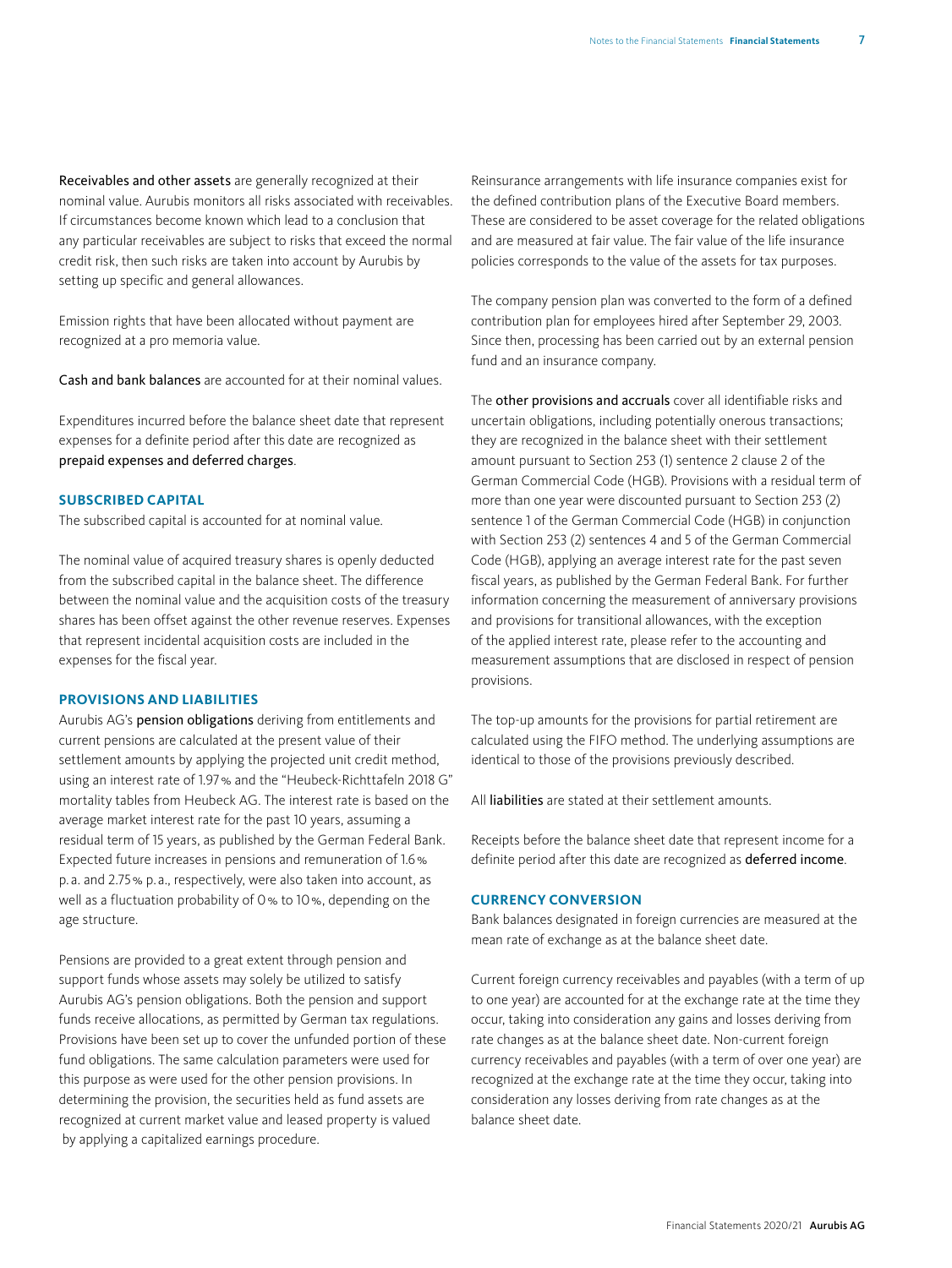**Receivables and other assets** are generally recognized at their nominal value. Aurubis monitors all risks associated with receivables. If circumstances become known which lead to a conclusion that any particular receivables are subject to risks that exceed the normal credit risk, then such risks are taken into account by Aurubis by setting up specific and general allowances.

Emission rights that have been allocated without payment are recognized at a pro memoria value.

**Cash and bank balances** are accounted for at their nominal values.

Expenditures incurred before the balance sheet date that represent expenses for a definite period after this date are recognized as **prepaid expenses and deferred charges**.

## SUBSCRIBED CAPITAL

The subscribed capital is accounted for at nominal value.

The nominal value of acquired treasury shares is openly deducted from the subscribed capital in the balance sheet. The difference between the nominal value and the acquisition costs of the treasury shares has been offset against the other revenue reserves. Expenses that represent incidental acquisition costs are included in the expenses for the fiscal year.

## PROVISIONS AND LIABILITIES

Aurubis AG's **pension obligations** deriving from entitlements and current pensions are calculated at the present value of their settlement amounts by applying the projected unit credit method, using an interest rate of 1.97 % and the "Heubeck-Richttafeln 2018 G" mortality tables from Heubeck AG. The interest rate is based on the average market interest rate for the past 10 years, assuming a residual term of 15 years, as published by the German Federal Bank. Expected future increases in pensions and remuneration of 1.6 % p. a. and 2.75 % p. a., respectively, were also taken into account, as well as a fluctuation probability of 0 % to 10 %, depending on the age structure.

Pensions are provided to a great extent through pension and support funds whose assets may solely be utilized to satisfy Aurubis AG's pension obligations. Both the pension and support funds receive allocations, as permitted by German tax regulations. Provisions have been set up to cover the unfunded portion of these fund obligations. The same calculation parameters were used for this purpose as were used for the other pension provisions. In determining the provision, the securities held as fund assets are recognized at current market value and leased property is valued by applying a capitalized earnings procedure.

Reinsurance arrangements with life insurance companies exist for the defined contribution plans of the Executive Board members. These are considered to be asset coverage for the related obligations and are measured at fair value. The fair value of the life insurance policies corresponds to the value of the assets for tax purposes.

The company pension plan was converted to the form of a defined contribution plan for employees hired after September 29, 2003. Since then, processing has been carried out by an external pension fund and an insurance company.

The **other provisions and accruals** cover all identifiable risks and uncertain obligations, including potentially onerous transactions; they are recognized in the balance sheet with their settlement amount pursuant to Section 253 (1) sentence 2 clause 2 of the German Commercial Code (HGB). Provisions with a residual term of more than one year were discounted pursuant to Section 253 (2) sentence 1 of the German Commercial Code (HGB) in conjunction with Section 253 (2) sentences 4 and 5 of the German Commercial Code (HGB), applying an average interest rate for the past seven fiscal years, as published by the German Federal Bank. For further information concerning the measurement of anniversary provisions and provisions for transitional allowances, with the exception of the applied interest rate, please refer to the accounting and measurement assumptions that are disclosed in respect of pension provisions.

The top-up amounts for the provisions for partial retirement are calculated using the FIFO method. The underlying assumptions are identical to those of the provisions previously described.

All **liabilities** are stated at their settlement amounts.

Receipts before the balance sheet date that represent income for a definite period after this date are recognized as **deferred income**.

## CURRENCY CONVERSION

Bank balances designated in foreign currencies are measured at the mean rate of exchange as at the balance sheet date.

Current foreign currency receivables and payables (with a term of up to one year) are accounted for at the exchange rate at the time they occur, taking into consideration any gains and losses deriving from rate changes as at the balance sheet date. Non-current foreign currency receivables and payables (with a term of over one year) are recognized at the exchange rate at the time they occur, taking into consideration any losses deriving from rate changes as at the balance sheet date.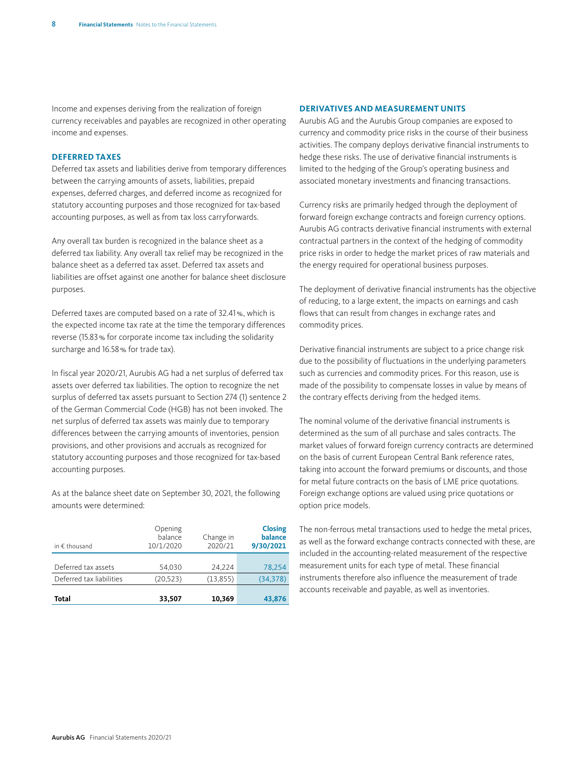Income and expenses deriving from the realization of foreign currency receivables and payables are recognized in other operating income and expenses.

### DEFERRED TAXES

Deferred tax assets and liabilities derive from temporary differences between the carrying amounts of assets, liabilities, prepaid expenses, deferred charges, and deferred income as recognized for statutory accounting purposes and those recognized for tax-based accounting purposes, as well as from tax loss carryforwards.

Any overall tax burden is recognized in the balance sheet as a deferred tax liability. Any overall tax relief may be recognized in the balance sheet as a deferred tax asset. Deferred tax assets and liabilities are offset against one another for balance sheet disclosure purposes.

Deferred taxes are computed based on a rate of 32.41 %, which is the expected income tax rate at the time the temporary differences reverse (15.83 % for corporate income tax including the solidarity surcharge and 16.58 % for trade tax).

In fiscal year 2020/21, Aurubis AG had a net surplus of deferred tax assets over deferred tax liabilities. The option to recognize the net surplus of deferred tax assets pursuant to Section 274 (1) sentence 2 of the German Commercial Code (HGB) has not been invoked. The net surplus of deferred tax assets was mainly due to temporary differences between the carrying amounts of inventories, pension provisions, and other provisions and accruals as recognized for statutory accounting purposes and those recognized for tax-based accounting purposes.

As at the balance sheet date on September 30, 2021, the following amounts were determined:

| in € thousand | Opening balance 10/1/2020 | Change in 2020/21 | Closing balance 9/30/2021 |
|---|---|---|---|
| Deferred tax assets | 54,030 | 24,224 | 78,254 |
| Deferred tax liabilities | (20,523) | (13,855) | (34,378) |
| **Total** | **33,507** | **10,369** | **43,876** |

### DERIVATIVES AND MEASUREMENT UNITS

Aurubis AG and the Aurubis Group companies are exposed to currency and commodity price risks in the course of their business activities. The company deploys derivative financial instruments to hedge these risks. The use of derivative financial instruments is limited to the hedging of the Group's operating business and associated monetary investments and financing transactions.

Currency risks are primarily hedged through the deployment of forward foreign exchange contracts and foreign currency options. Aurubis AG contracts derivative financial instruments with external contractual partners in the context of the hedging of commodity price risks in order to hedge the market prices of raw materials and the energy required for operational business purposes.

The deployment of derivative financial instruments has the objective of reducing, to a large extent, the impacts on earnings and cash flows that can result from changes in exchange rates and commodity prices.

Derivative financial instruments are subject to a price change risk due to the possibility of fluctuations in the underlying parameters such as currencies and commodity prices. For this reason, use is made of the possibility to compensate losses in value by means of the contrary effects deriving from the hedged items.

The nominal volume of the derivative financial instruments is determined as the sum of all purchase and sales contracts. The market values of forward foreign currency contracts are determined on the basis of current European Central Bank reference rates, taking into account the forward premiums or discounts, and those for metal future contracts on the basis of LME price quotations. Foreign exchange options are valued using price quotations or option price models.

The non-ferrous metal transactions used to hedge the metal prices, as well as the forward exchange contracts connected with these, are included in the accounting-related measurement of the respective measurement units for each type of metal. These financial instruments therefore also influence the measurement of trade accounts receivable and payable, as well as inventories.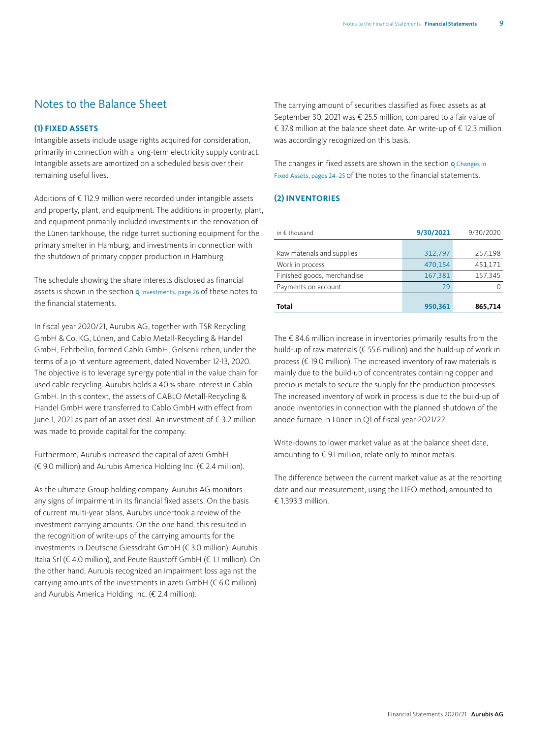## Notes to the Balance Sheet

### (1) FIXED ASSETS

Intangible assets include usage rights acquired for consideration, primarily in connection with a long-term electricity supply contract. Intangible assets are amortized on a scheduled basis over their remaining useful lives.

Additions of € 112.9 million were recorded under intangible assets and property, plant, and equipment. The additions in property, plant, and equipment primarily included investments in the renovation of the Lünen tankhouse, the ridge turret suctioning equipment for the primary smelter in Hamburg, and investments in connection with the shutdown of primary copper production in Hamburg.

The schedule showing the share interests disclosed as financial assets is shown in the section Investments, page 26 of these notes to the financial statements.

In fiscal year 2020/21, Aurubis AG, together with TSR Recycling GmbH & Co. KG, Lünen, and Cablo Metall-Recycling & Handel GmbH, Fehrbellin, formed Cablo GmbH, Gelsenkirchen, under the terms of a joint venture agreement, dated November 12-13, 2020. The objective is to leverage synergy potential in the value chain for used cable recycling. Aurubis holds a 40 % share interest in Cablo GmbH. In this context, the assets of CABLO Metall-Recycling & Handel GmbH were transferred to Cablo GmbH with effect from June 1, 2021 as part of an asset deal. An investment of € 3.2 million was made to provide capital for the company.

Furthermore, Aurubis increased the capital of azeti GmbH (€ 9.0 million) and Aurubis America Holding Inc. (€ 2.4 million).

As the ultimate Group holding company, Aurubis AG monitors any signs of impairment in its financial fixed assets. On the basis of current multi-year plans, Aurubis undertook a review of the investment carrying amounts. On the one hand, this resulted in the recognition of write-ups of the carrying amounts for the investments in Deutsche Giessdraht GmbH (€ 3.0 million), Aurubis Italia Srl (€ 4.0 million), and Peute Baustoff GmbH (€ 1.1 million). On the other hand, Aurubis recognized an impairment loss against the carrying amounts of the investments in azeti GmbH (€ 6.0 million) and Aurubis America Holding Inc. (€ 2.4 million).

The carrying amount of securities classified as fixed assets as at September 30, 2021 was € 25.5 million, compared to a fair value of € 37.8 million at the balance sheet date. An write-up of € 12.3 million was accordingly recognized on this basis.

The changes in fixed assets are shown in the section Changes in Fixed Assets, pages 24–25 of the notes to the financial statements.

### (2) INVENTORIES

| in € thousand | **9/30/2021** | 9/30/2020 |
|---|---|---|
| Raw materials and supplies | 312,797 | 257,198 |
| Work in process | 470,154 | 451,171 |
| Finished goods, merchandise | 167,381 | 157,345 |
| Payments on account | 29 | 0 |
| **Total** | **950,361** | **865,714** |

The € 84.6 million increase in inventories primarily results from the build-up of raw materials (€ 55.6 million) and the build-up of work in process (€ 19.0 million). The increased inventory of raw materials is mainly due to the build-up of concentrates containing copper and precious metals to secure the supply for the production processes. The increased inventory of work in process is due to the build-up of anode inventories in connection with the planned shutdown of the anode furnace in Lünen in Q1 of fiscal year 2021/22.

Write-downs to lower market value as at the balance sheet date, amounting to € 9.1 million, relate only to minor metals.

The difference between the current market value as at the reporting date and our measurement, using the LIFO method, amounted to € 1,393.3 million.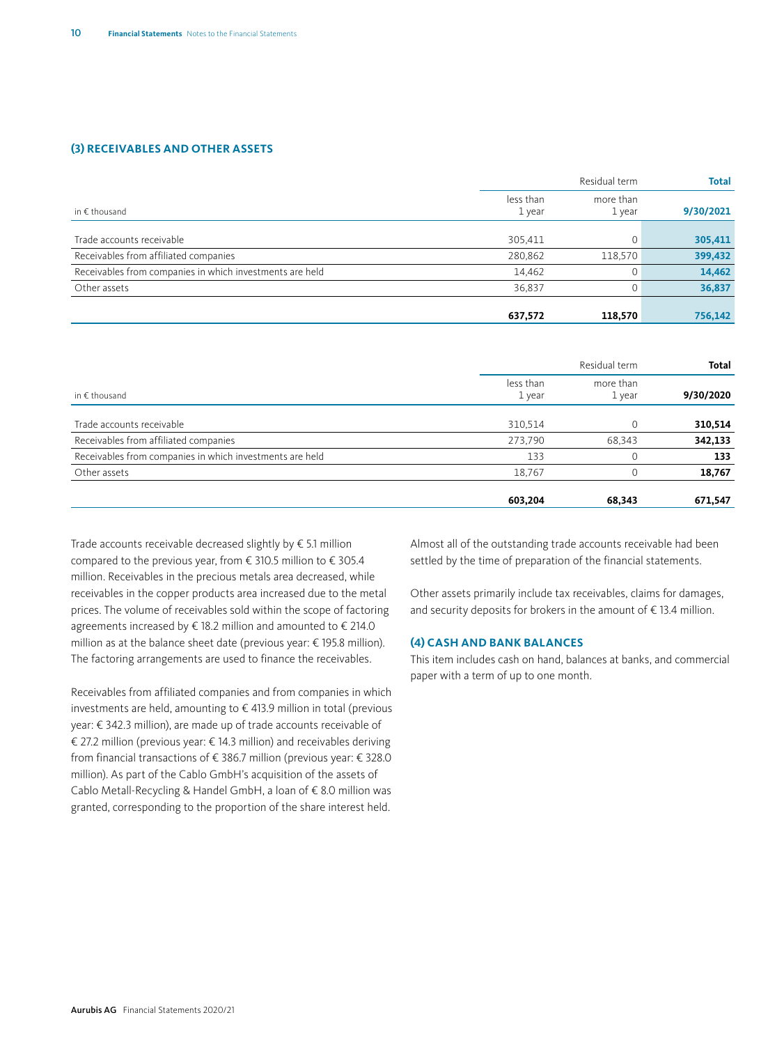## (3) RECEIVABLES AND OTHER ASSETS

| in € thousand | Residual term | | Total |
|---|---|---|---|
| | less than 1 year | more than 1 year | 9/30/2021 |
| Trade accounts receivable | 305,411 | 0 | **305,411** |
| Receivables from affiliated companies | 280,862 | 118,570 | **399,432** |
| Receivables from companies in which investments are held | 14,462 | 0 | **14,462** |
| Other assets | 36,837 | 0 | **36,837** |
| | **637,572** | **118,570** | **756,142** |

| in € thousand | Residual term | | Total |
|---|---|---|---|
| | less than 1 year | more than 1 year | 9/30/2020 |
| Trade accounts receivable | 310,514 | 0 | **310,514** |
| Receivables from affiliated companies | 273,790 | 68,343 | **342,133** |
| Receivables from companies in which investments are held | 133 | 0 | **133** |
| Other assets | 18,767 | 0 | **18,767** |
| | **603,204** | **68,343** | **671,547** |

Trade accounts receivable decreased slightly by € 5.1 million compared to the previous year, from € 310.5 million to € 305.4 million. Receivables in the precious metals area decreased, while receivables in the copper products area increased due to the metal prices. The volume of receivables sold within the scope of factoring agreements increased by € 18.2 million and amounted to € 214.0 million as at the balance sheet date (previous year: € 195.8 million). The factoring arrangements are used to finance the receivables.

Receivables from affiliated companies and from companies in which investments are held, amounting to € 413.9 million in total (previous year: € 342.3 million), are made up of trade accounts receivable of € 27.2 million (previous year: € 14.3 million) and receivables deriving from financial transactions of € 386.7 million (previous year: € 328.0 million). As part of the Cablo GmbH's acquisition of the assets of Cablo Metall-Recycling & Handel GmbH, a loan of € 8.0 million was granted, corresponding to the proportion of the share interest held.

Almost all of the outstanding trade accounts receivable had been settled by the time of preparation of the financial statements.

Other assets primarily include tax receivables, claims for damages, and security deposits for brokers in the amount of € 13.4 million.

## (4) CASH AND BANK BALANCES

This item includes cash on hand, balances at banks, and commercial paper with a term of up to one month.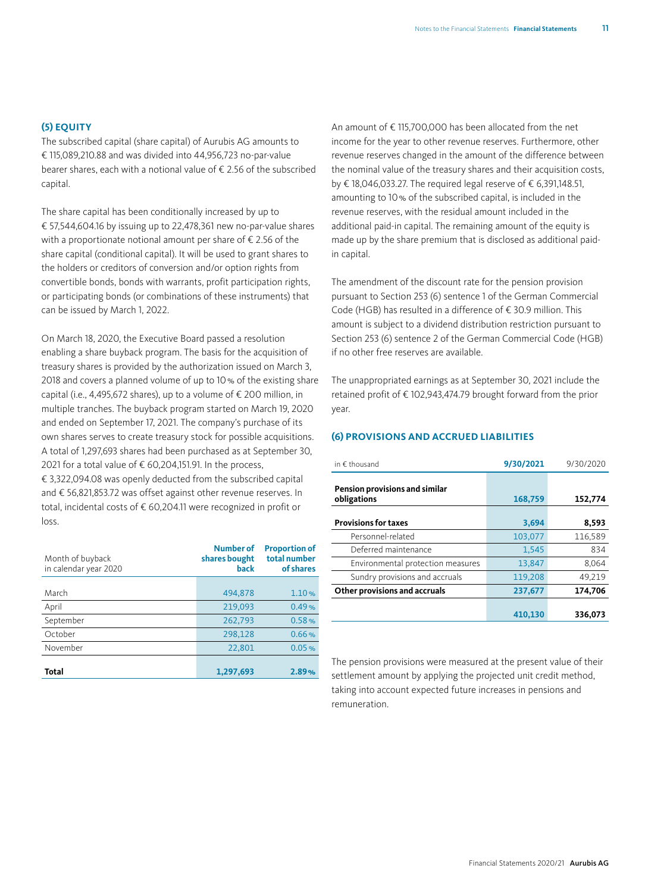## (5) EQUITY

The subscribed capital (share capital) of Aurubis AG amounts to € 115,089,210.88 and was divided into 44,956,723 no-par-value bearer shares, each with a notional value of € 2.56 of the subscribed capital.

The share capital has been conditionally increased by up to € 57,544,604.16 by issuing up to 22,478,361 new no-par-value shares with a proportionate notional amount per share of € 2.56 of the share capital (conditional capital). It will be used to grant shares to the holders or creditors of conversion and/or option rights from convertible bonds, bonds with warrants, profit participation rights, or participating bonds (or combinations of these instruments) that can be issued by March 1, 2022.

On March 18, 2020, the Executive Board passed a resolution enabling a share buyback program. The basis for the acquisition of treasury shares is provided by the authorization issued on March 3, 2018 and covers a planned volume of up to 10 % of the existing share capital (i.e., 4,495,672 shares), up to a volume of € 200 million, in multiple tranches. The buyback program started on March 19, 2020 and ended on September 17, 2021. The company's purchase of its own shares serves to create treasury stock for possible acquisitions. A total of 1,297,693 shares had been purchased as at September 30, 2021 for a total value of € 60,204,151.91. In the process, € 3,322,094.08 was openly deducted from the subscribed capital and € 56,821,853.72 was offset against other revenue reserves. In total, incidental costs of € 60,204.11 were recognized in profit or loss.

| Month of buyback in calendar year 2020 | Number of shares bought back | Proportion of total number of shares |
|---|---|---|
| March | 494,878 | 1.10 % |
| April | 219,093 | 0.49 % |
| September | 262,793 | 0.58 % |
| October | 298,128 | 0.66 % |
| November | 22,801 | 0.05 % |
| **Total** | **1,297,693** | **2.89 %** |

An amount of € 115,700,000 has been allocated from the net income for the year to other revenue reserves. Furthermore, other revenue reserves changed in the amount of the difference between the nominal value of the treasury shares and their acquisition costs, by € 18,046,033.27. The required legal reserve of € 6,391,148.51, amounting to 10 % of the subscribed capital, is included in the revenue reserves, with the residual amount included in the additional paid-in capital. The remaining amount of the equity is made up by the share premium that is disclosed as additional paid-in capital.

The amendment of the discount rate for the pension provision pursuant to Section 253 (6) sentence 1 of the German Commercial Code (HGB) has resulted in a difference of € 30.9 million. This amount is subject to a dividend distribution restriction pursuant to Section 253 (6) sentence 2 of the German Commercial Code (HGB) if no other free reserves are available.

The unappropriated earnings as at September 30, 2021 include the retained profit of € 102,943,474.79 brought forward from the prior year.

## (6) PROVISIONS AND ACCRUED LIABILITIES

| in € thousand | 9/30/2021 | 9/30/2020 |
|---|---|---|
| **Pension provisions and similar obligations** | **168,759** | **152,774** |
| **Provisions for taxes** | **3,694** | **8,593** |
| Personnel-related | 103,077 | 116,589 |
| Deferred maintenance | 1,545 | 834 |
| Environmental protection measures | 13,847 | 8,064 |
| Sundry provisions and accruals | 119,208 | 49,219 |
| **Other provisions and accruals** | **237,677** | **174,706** |
| | **410,130** | **336,073** |

The pension provisions were measured at the present value of their settlement amount by applying the projected unit credit method, taking into account expected future increases in pensions and remuneration.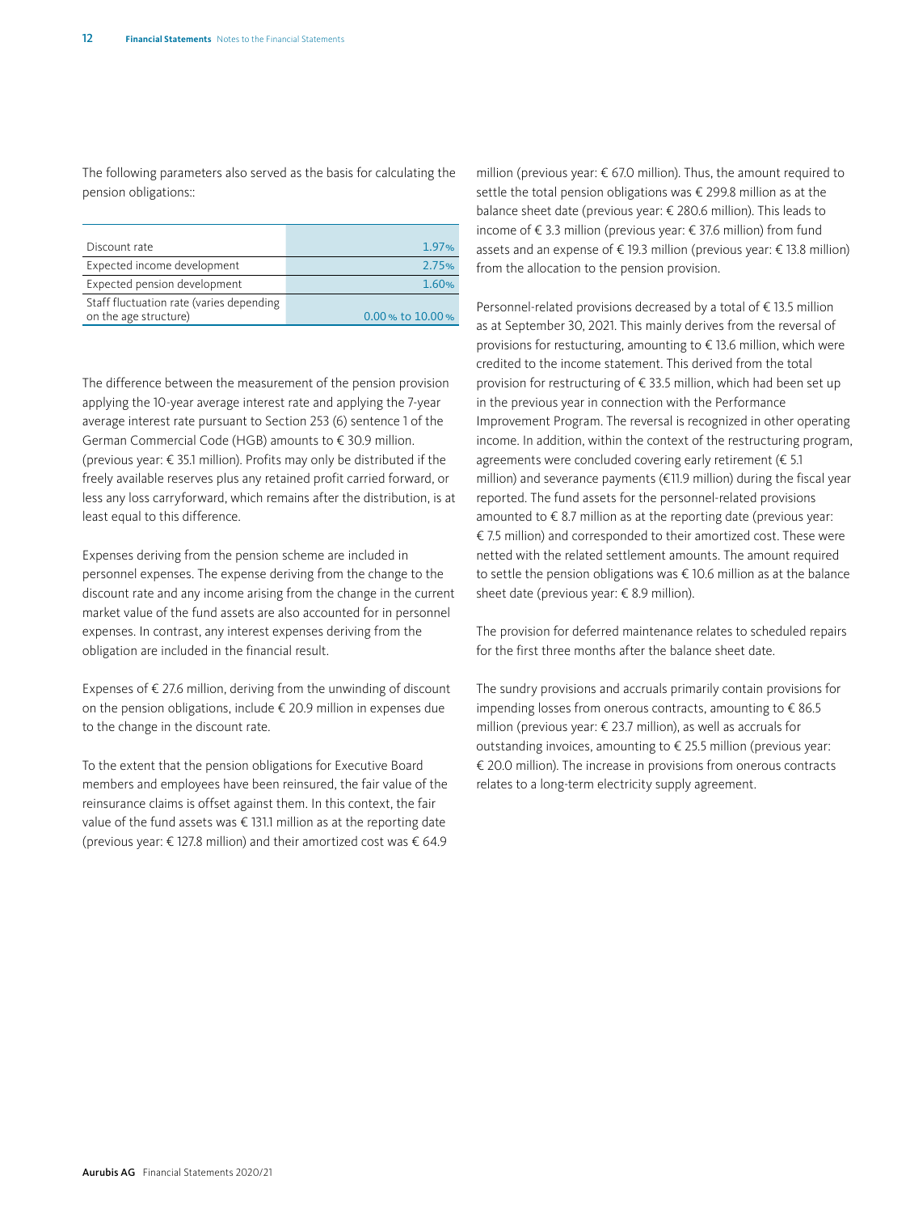The following parameters also served as the basis for calculating the pension obligations::

| | |
|---|---|
| Discount rate | 1.97% |
| Expected income development | 2.75% |
| Expected pension development | 1.60% |
| Staff fluctuation rate (varies depending on the age structure) | 0.00% to 10.00% |

The difference between the measurement of the pension provision applying the 10-year average interest rate and applying the 7-year average interest rate pursuant to Section 253 (6) sentence 1 of the German Commercial Code (HGB) amounts to € 30.9 million. (previous year: € 35.1 million). Profits may only be distributed if the freely available reserves plus any retained profit carried forward, or less any loss carryforward, which remains after the distribution, is at least equal to this difference.

Expenses deriving from the pension scheme are included in personnel expenses. The expense deriving from the change to the discount rate and any income arising from the change in the current market value of the fund assets are also accounted for in personnel expenses. In contrast, any interest expenses deriving from the obligation are included in the financial result.

Expenses of € 27.6 million, deriving from the unwinding of discount on the pension obligations, include € 20.9 million in expenses due to the change in the discount rate.

To the extent that the pension obligations for Executive Board members and employees have been reinsured, the fair value of the reinsurance claims is offset against them. In this context, the fair value of the fund assets was € 131.1 million as at the reporting date (previous year: € 127.8 million) and their amortized cost was € 64.9 million (previous year: € 67.0 million). Thus, the amount required to settle the total pension obligations was € 299.8 million as at the balance sheet date (previous year: € 280.6 million). This leads to income of € 3.3 million (previous year: € 37.6 million) from fund assets and an expense of € 19.3 million (previous year: € 13.8 million) from the allocation to the pension provision.

Personnel-related provisions decreased by a total of € 13.5 million as at September 30, 2021. This mainly derives from the reversal of provisions for restucturing, amounting to € 13.6 million, which were credited to the income statement. This derived from the total provision for restructuring of € 33.5 million, which had been set up in the previous year in connection with the Performance Improvement Program. The reversal is recognized in other operating income. In addition, within the context of the restructuring program, agreements were concluded covering early retirement (€ 5.1 million) and severance payments (€11.9 million) during the fiscal year reported. The fund assets for the personnel-related provisions amounted to € 8.7 million as at the reporting date (previous year: € 7.5 million) and corresponded to their amortized cost. These were netted with the related settlement amounts. The amount required to settle the pension obligations was € 10.6 million as at the balance sheet date (previous year: € 8.9 million).

The provision for deferred maintenance relates to scheduled repairs for the first three months after the balance sheet date.

The sundry provisions and accruals primarily contain provisions for impending losses from onerous contracts, amounting to € 86.5 million (previous year: € 23.7 million), as well as accruals for outstanding invoices, amounting to € 25.5 million (previous year: € 20.0 million). The increase in provisions from onerous contracts relates to a long-term electricity supply agreement.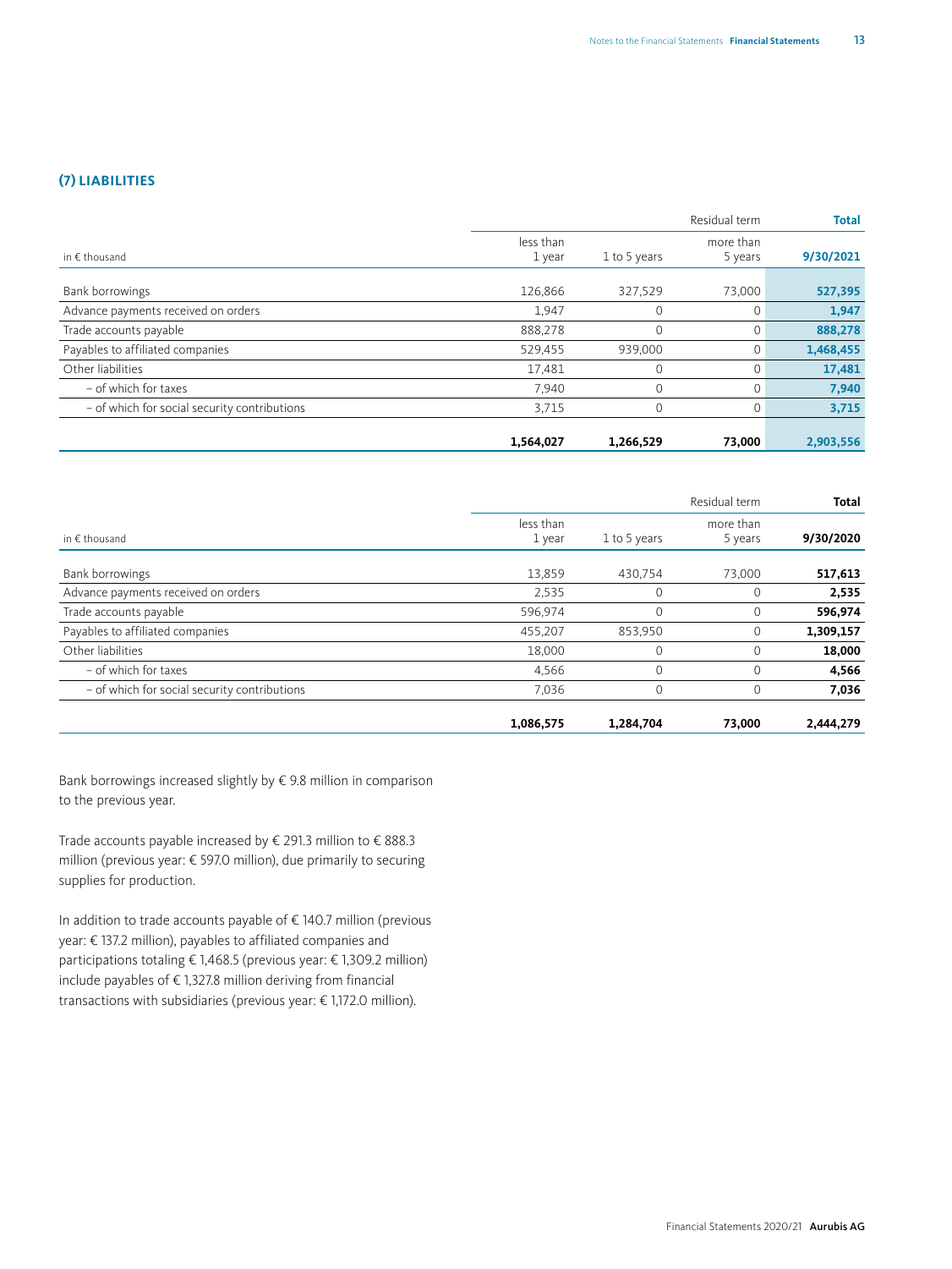## (7) LIABILITIES

| in € thousand | Residual term less than 1 year | 1 to 5 years | more than 5 years | Total 9/30/2021 |
|---|---|---|---|---|
| Bank borrowings | 126,866 | 327,529 | 73,000 | **527,395** |
| Advance payments received on orders | 1,947 | 0 | 0 | **1,947** |
| Trade accounts payable | 888,278 | 0 | 0 | **888,278** |
| Payables to affiliated companies | 529,455 | 939,000 | 0 | **1,468,455** |
| Other liabilities | 17,481 | 0 | 0 | **17,481** |
| – of which for taxes | 7,940 | 0 | 0 | **7,940** |
| – of which for social security contributions | 3,715 | 0 | 0 | **3,715** |
| | **1,564,027** | **1,266,529** | **73,000** | **2,903,556** |

| in € thousand | Residual term less than 1 year | 1 to 5 years | more than 5 years | Total 9/30/2020 |
|---|---|---|---|---|
| Bank borrowings | 13,859 | 430,754 | 73,000 | **517,613** |
| Advance payments received on orders | 2,535 | 0 | 0 | **2,535** |
| Trade accounts payable | 596,974 | 0 | 0 | **596,974** |
| Payables to affiliated companies | 455,207 | 853,950 | 0 | **1,309,157** |
| Other liabilities | 18,000 | 0 | 0 | **18,000** |
| – of which for taxes | 4,566 | 0 | 0 | **4,566** |
| – of which for social security contributions | 7,036 | 0 | 0 | **7,036** |
| | **1,086,575** | **1,284,704** | **73,000** | **2,444,279** |

Bank borrowings increased slightly by € 9.8 million in comparison to the previous year.

Trade accounts payable increased by € 291.3 million to € 888.3 million (previous year: € 597.0 million), due primarily to securing supplies for production.

In addition to trade accounts payable of € 140.7 million (previous year: € 137.2 million), payables to affiliated companies and participations totaling € 1,468.5 (previous year: € 1,309.2 million) include payables of € 1,327.8 million deriving from financial transactions with subsidiaries (previous year: € 1,172.0 million).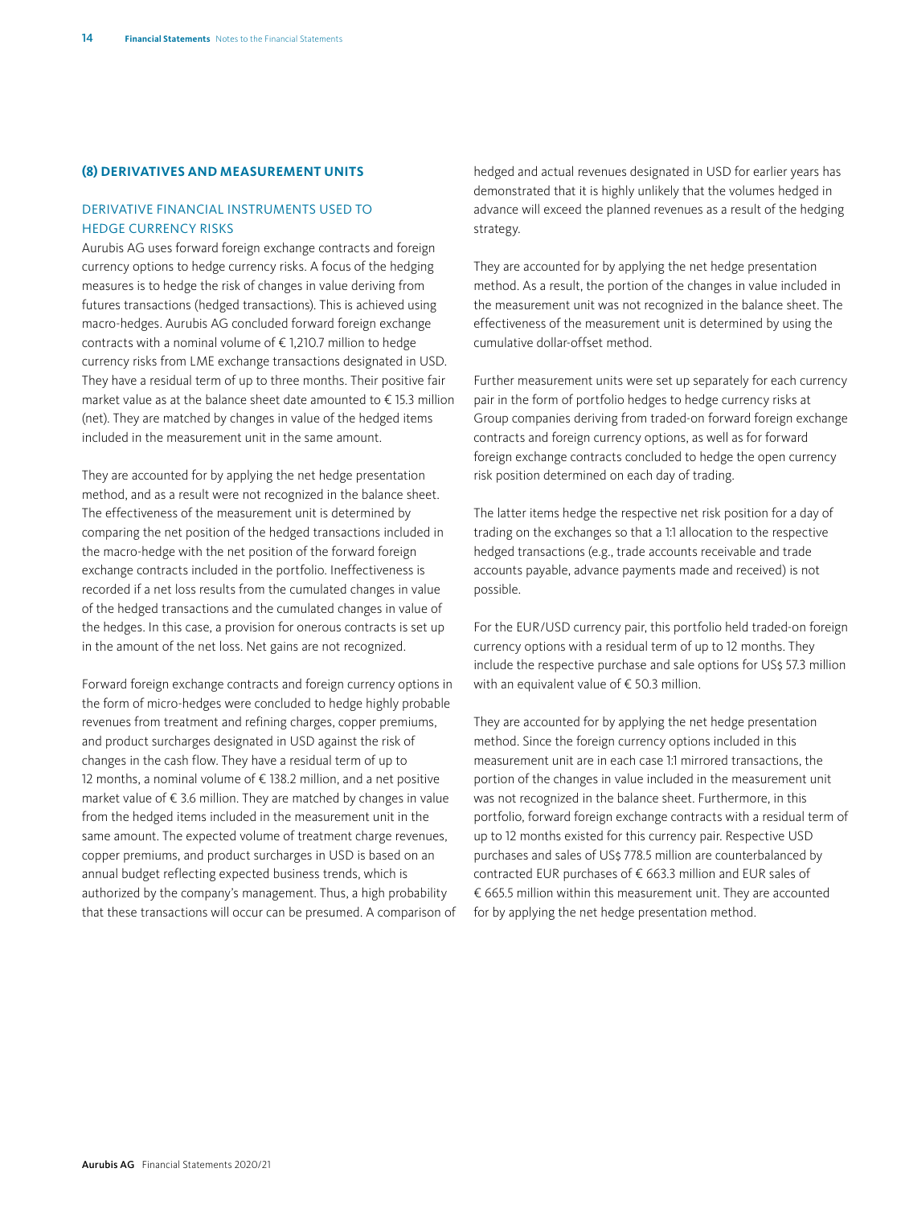## (8) DERIVATIVES AND MEASUREMENT UNITS

### DERIVATIVE FINANCIAL INSTRUMENTS USED TO HEDGE CURRENCY RISKS

Aurubis AG uses forward foreign exchange contracts and foreign currency options to hedge currency risks. A focus of the hedging measures is to hedge the risk of changes in value deriving from futures transactions (hedged transactions). This is achieved using macro-hedges. Aurubis AG concluded forward foreign exchange contracts with a nominal volume of € 1,210.7 million to hedge currency risks from LME exchange transactions designated in USD. They have a residual term of up to three months. Their positive fair market value as at the balance sheet date amounted to € 15.3 million (net). They are matched by changes in value of the hedged items included in the measurement unit in the same amount.

They are accounted for by applying the net hedge presentation method, and as a result were not recognized in the balance sheet. The effectiveness of the measurement unit is determined by comparing the net position of the hedged transactions included in the macro-hedge with the net position of the forward foreign exchange contracts included in the portfolio. Ineffectiveness is recorded if a net loss results from the cumulated changes in value of the hedged transactions and the cumulated changes in value of the hedges. In this case, a provision for onerous contracts is set up in the amount of the net loss. Net gains are not recognized.

Forward foreign exchange contracts and foreign currency options in the form of micro-hedges were concluded to hedge highly probable revenues from treatment and refining charges, copper premiums, and product surcharges designated in USD against the risk of changes in the cash flow. They have a residual term of up to 12 months, a nominal volume of € 138.2 million, and a net positive market value of € 3.6 million. They are matched by changes in value from the hedged items included in the measurement unit in the same amount. The expected volume of treatment charge revenues, copper premiums, and product surcharges in USD is based on an annual budget reflecting expected business trends, which is authorized by the company's management. Thus, a high probability that these transactions will occur can be presumed. A comparison of hedged and actual revenues designated in USD for earlier years has demonstrated that it is highly unlikely that the volumes hedged in advance will exceed the planned revenues as a result of the hedging strategy.

They are accounted for by applying the net hedge presentation method. As a result, the portion of the changes in value included in the measurement unit was not recognized in the balance sheet. The effectiveness of the measurement unit is determined by using the cumulative dollar-offset method.

Further measurement units were set up separately for each currency pair in the form of portfolio hedges to hedge currency risks at Group companies deriving from traded-on forward foreign exchange contracts and foreign currency options, as well as for forward foreign exchange contracts concluded to hedge the open currency risk position determined on each day of trading.

The latter items hedge the respective net risk position for a day of trading on the exchanges so that a 1:1 allocation to the respective hedged transactions (e.g., trade accounts receivable and trade accounts payable, advance payments made and received) is not possible.

For the EUR/USD currency pair, this portfolio held traded-on foreign currency options with a residual term of up to 12 months. They include the respective purchase and sale options for US$ 57.3 million with an equivalent value of € 50.3 million.

They are accounted for by applying the net hedge presentation method. Since the foreign currency options included in this measurement unit are in each case 1:1 mirrored transactions, the portion of the changes in value included in the measurement unit was not recognized in the balance sheet. Furthermore, in this portfolio, forward foreign exchange contracts with a residual term of up to 12 months existed for this currency pair. Respective USD purchases and sales of US$ 778.5 million are counterbalanced by contracted EUR purchases of € 663.3 million and EUR sales of € 665.5 million within this measurement unit. They are accounted for by applying the net hedge presentation method.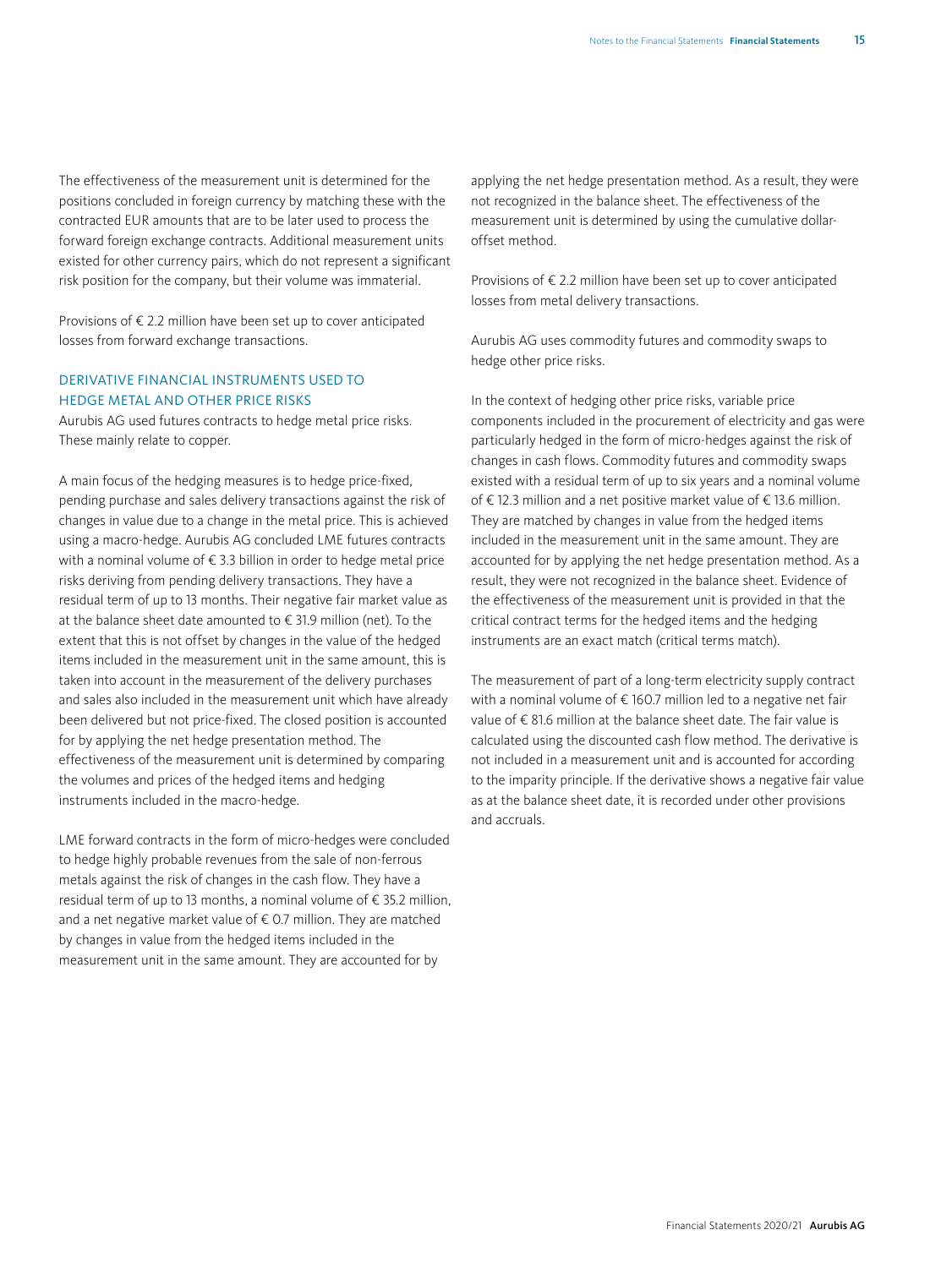The effectiveness of the measurement unit is determined for the positions concluded in foreign currency by matching these with the contracted EUR amounts that are to be later used to process the forward foreign exchange contracts. Additional measurement units existed for other currency pairs, which do not represent a significant risk position for the company, but their volume was immaterial.

Provisions of € 2.2 million have been set up to cover anticipated losses from forward exchange transactions.

## DERIVATIVE FINANCIAL INSTRUMENTS USED TO HEDGE METAL AND OTHER PRICE RISKS

Aurubis AG used futures contracts to hedge metal price risks. These mainly relate to copper.

A main focus of the hedging measures is to hedge price-fixed, pending purchase and sales delivery transactions against the risk of changes in value due to a change in the metal price. This is achieved using a macro-hedge. Aurubis AG concluded LME futures contracts with a nominal volume of € 3.3 billion in order to hedge metal price risks deriving from pending delivery transactions. They have a residual term of up to 13 months. Their negative fair market value as at the balance sheet date amounted to € 31.9 million (net). To the extent that this is not offset by changes in the value of the hedged items included in the measurement unit in the same amount, this is taken into account in the measurement of the delivery purchases and sales also included in the measurement unit which have already been delivered but not price-fixed. The closed position is accounted for by applying the net hedge presentation method. The effectiveness of the measurement unit is determined by comparing the volumes and prices of the hedged items and hedging instruments included in the macro-hedge.

LME forward contracts in the form of micro-hedges were concluded to hedge highly probable revenues from the sale of non-ferrous metals against the risk of changes in the cash flow. They have a residual term of up to 13 months, a nominal volume of € 35.2 million, and a net negative market value of € 0.7 million. They are matched by changes in value from the hedged items included in the measurement unit in the same amount. They are accounted for by applying the net hedge presentation method. As a result, they were not recognized in the balance sheet. The effectiveness of the measurement unit is determined by using the cumulative dollar-offset method.

Provisions of € 2.2 million have been set up to cover anticipated losses from metal delivery transactions.

Aurubis AG uses commodity futures and commodity swaps to hedge other price risks.

In the context of hedging other price risks, variable price components included in the procurement of electricity and gas were particularly hedged in the form of micro-hedges against the risk of changes in cash flows. Commodity futures and commodity swaps existed with a residual term of up to six years and a nominal volume of € 12.3 million and a net positive market value of € 13.6 million. They are matched by changes in value from the hedged items included in the measurement unit in the same amount. They are accounted for by applying the net hedge presentation method. As a result, they were not recognized in the balance sheet. Evidence of the effectiveness of the measurement unit is provided in that the critical contract terms for the hedged items and the hedging instruments are an exact match (critical terms match).

The measurement of part of a long-term electricity supply contract with a nominal volume of € 160.7 million led to a negative net fair value of € 81.6 million at the balance sheet date. The fair value is calculated using the discounted cash flow method. The derivative is not included in a measurement unit and is accounted for according to the imparity principle. If the derivative shows a negative fair value as at the balance sheet date, it is recorded under other provisions and accruals.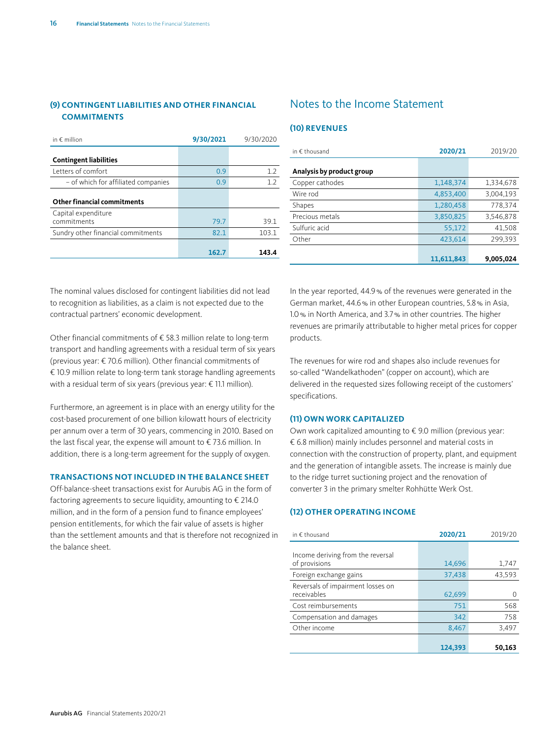## (9) CONTINGENT LIABILITIES AND OTHER FINANCIAL COMMITMENTS

| in € million | 9/30/2021 | 9/30/2020 |
|---|---|---|
| **Contingent liabilities** | | |
| Letters of comfort | 0.9 | 1.2 |
| – of which for affiliated companies | 0.9 | 1.2 |
| **Other financial commitments** | | |
| Capital expenditure commitments | 79.7 | 39.1 |
| Sundry other financial commitments | 82.1 | 103.1 |
| | **162.7** | **143.4** |

The nominal values disclosed for contingent liabilities did not lead to recognition as liabilities, as a claim is not expected due to the contractual partners' economic development.

Other financial commitments of € 58.3 million relate to long-term transport and handling agreements with a residual term of six years (previous year: € 70.6 million). Other financial commitments of € 10.9 million relate to long-term tank storage handling agreements with a residual term of six years (previous year: € 11.1 million).

Furthermore, an agreement is in place with an energy utility for the cost-based procurement of one billion kilowatt hours of electricity per annum over a term of 30 years, commencing in 2010. Based on the last fiscal year, the expense will amount to € 73.6 million. In addition, there is a long-term agreement for the supply of oxygen.

### TRANSACTIONS NOT INCLUDED IN THE BALANCE SHEET

Off-balance-sheet transactions exist for Aurubis AG in the form of factoring agreements to secure liquidity, amounting to € 214.0 million, and in the form of a pension fund to finance employees' pension entitlements, for which the fair value of assets is higher than the settlement amounts and that is therefore not recognized in the balance sheet.

# Notes to the Income Statement

## (10) REVENUES

| in € thousand | 2020/21 | 2019/20 |
|---|---|---|
| **Analysis by product group** | | |
| Copper cathodes | 1,148,374 | 1,334,678 |
| Wire rod | 4,853,400 | 3,004,193 |
| Shapes | 1,280,458 | 778,374 |
| Precious metals | 3,850,825 | 3,546,878 |
| Sulfuric acid | 55,172 | 41,508 |
| Other | 423,614 | 299,393 |
| | **11,611,843** | **9,005,024** |

In the year reported, 44.9 % of the revenues were generated in the German market, 44.6 % in other European countries, 5.8 % in Asia, 1.0 % in North America, and 3.7 % in other countries. The higher revenues are primarily attributable to higher metal prices for copper products.

The revenues for wire rod and shapes also include revenues for so-called "Wandelkathoden" (copper on account), which are delivered in the requested sizes following receipt of the customers' specifications.

## (11) OWN WORK CAPITALIZED

Own work capitalized amounting to € 9.0 million (previous year: € 6.8 million) mainly includes personnel and material costs in connection with the construction of property, plant, and equipment and the generation of intangible assets. The increase is mainly due to the ridge turret suctioning project and the renovation of converter 3 in the primary smelter Rohhütte Werk Ost.

## (12) OTHER OPERATING INCOME

| in € thousand | 2020/21 | 2019/20 |
|---|---|---|
| Income deriving from the reversal of provisions | 14,696 | 1,747 |
| Foreign exchange gains | 37,438 | 43,593 |
| Reversals of impairment losses on receivables | 62,699 | 0 |
| Cost reimbursements | 751 | 568 |
| Compensation and damages | 342 | 758 |
| Other income | 8,467 | 3,497 |
| | **124,393** | **50,163** |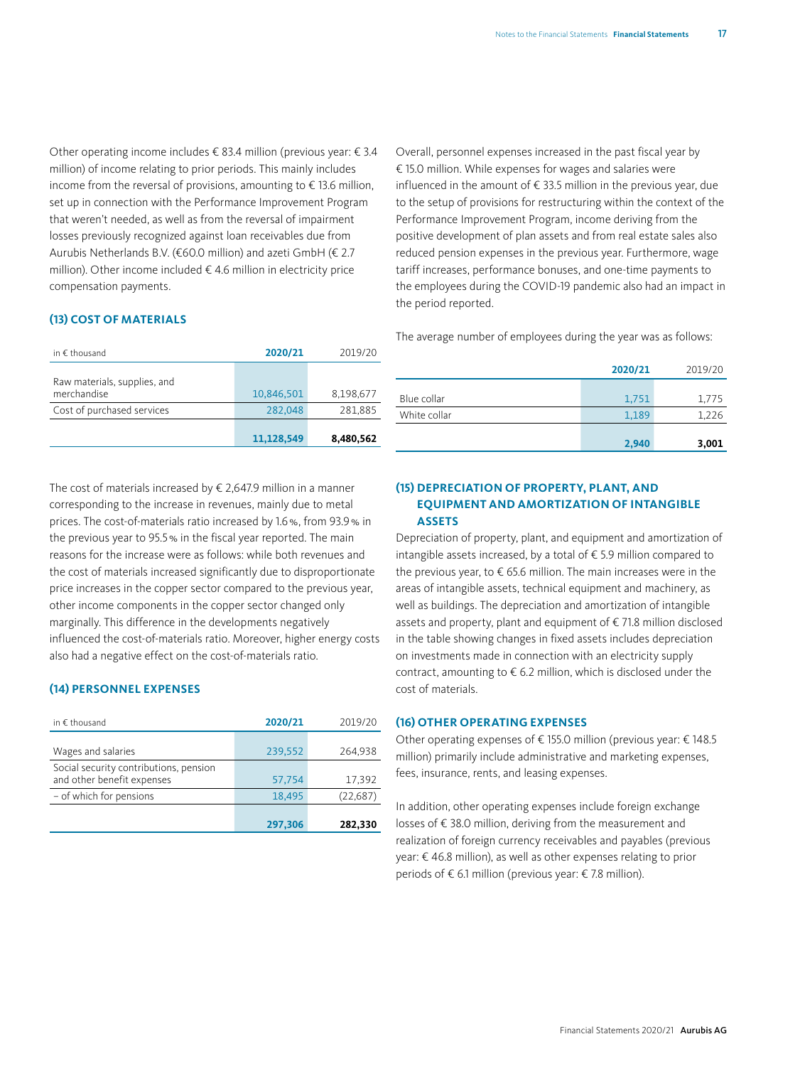Other operating income includes € 83.4 million (previous year: € 3.4 million) of income relating to prior periods. This mainly includes income from the reversal of provisions, amounting to € 13.6 million, set up in connection with the Performance Improvement Program that weren't needed, as well as from the reversal of impairment losses previously recognized against loan receivables due from Aurubis Netherlands B.V. (€60.0 million) and azeti GmbH (€ 2.7 million). Other income included € 4.6 million in electricity price compensation payments.

### (13) COST OF MATERIALS

| in € thousand | 2020/21 | 2019/20 |
|---|---|---|
| Raw materials, supplies, and merchandise | 10,846,501 | 8,198,677 |
| Cost of purchased services | 282,048 | 281,885 |
| | **11,128,549** | **8,480,562** |

The cost of materials increased by € 2,647.9 million in a manner corresponding to the increase in revenues, mainly due to metal prices. The cost-of-materials ratio increased by 1.6 %, from 93.9 % in the previous year to 95.5 % in the fiscal year reported. The main reasons for the increase were as follows: while both revenues and the cost of materials increased significantly due to disproportionate price increases in the copper sector compared to the previous year, other income components in the copper sector changed only marginally. This difference in the developments negatively influenced the cost-of-materials ratio. Moreover, higher energy costs also had a negative effect on the cost-of-materials ratio.

### (14) PERSONNEL EXPENSES

| in € thousand | 2020/21 | 2019/20 |
|---|---|---|
| Wages and salaries | 239,552 | 264,938 |
| Social security contributions, pension and other benefit expenses | 57,754 | 17,392 |
| – of which for pensions | 18,495 | (22,687) |
| | **297,306** | **282,330** |

Overall, personnel expenses increased in the past fiscal year by € 15.0 million. While expenses for wages and salaries were influenced in the amount of € 33.5 million in the previous year, due to the setup of provisions for restructuring within the context of the Performance Improvement Program, income deriving from the positive development of plan assets and from real estate sales also reduced pension expenses in the previous year. Furthermore, wage tariff increases, performance bonuses, and one-time payments to the employees during the COVID-19 pandemic also had an impact in the period reported.

The average number of employees during the year was as follows:

| | 2020/21 | 2019/20 |
|---|---|---|
| Blue collar | 1,751 | 1,775 |
| White collar | 1,189 | 1,226 |
| | **2,940** | **3,001** |

### (15) DEPRECIATION OF PROPERTY, PLANT, AND EQUIPMENT AND AMORTIZATION OF INTANGIBLE ASSETS

Depreciation of property, plant, and equipment and amortization of intangible assets increased, by a total of € 5.9 million compared to the previous year, to € 65.6 million. The main increases were in the areas of intangible assets, technical equipment and machinery, as well as buildings. The depreciation and amortization of intangible assets and property, plant and equipment of € 71.8 million disclosed in the table showing changes in fixed assets includes depreciation on investments made in connection with an electricity supply contract, amounting to € 6.2 million, which is disclosed under the cost of materials.

### (16) OTHER OPERATING EXPENSES

Other operating expenses of € 155.0 million (previous year: € 148.5 million) primarily include administrative and marketing expenses, fees, insurance, rents, and leasing expenses.

In addition, other operating expenses include foreign exchange losses of € 38.0 million, deriving from the measurement and realization of foreign currency receivables and payables (previous year: € 46.8 million), as well as other expenses relating to prior periods of € 6.1 million (previous year: € 7.8 million).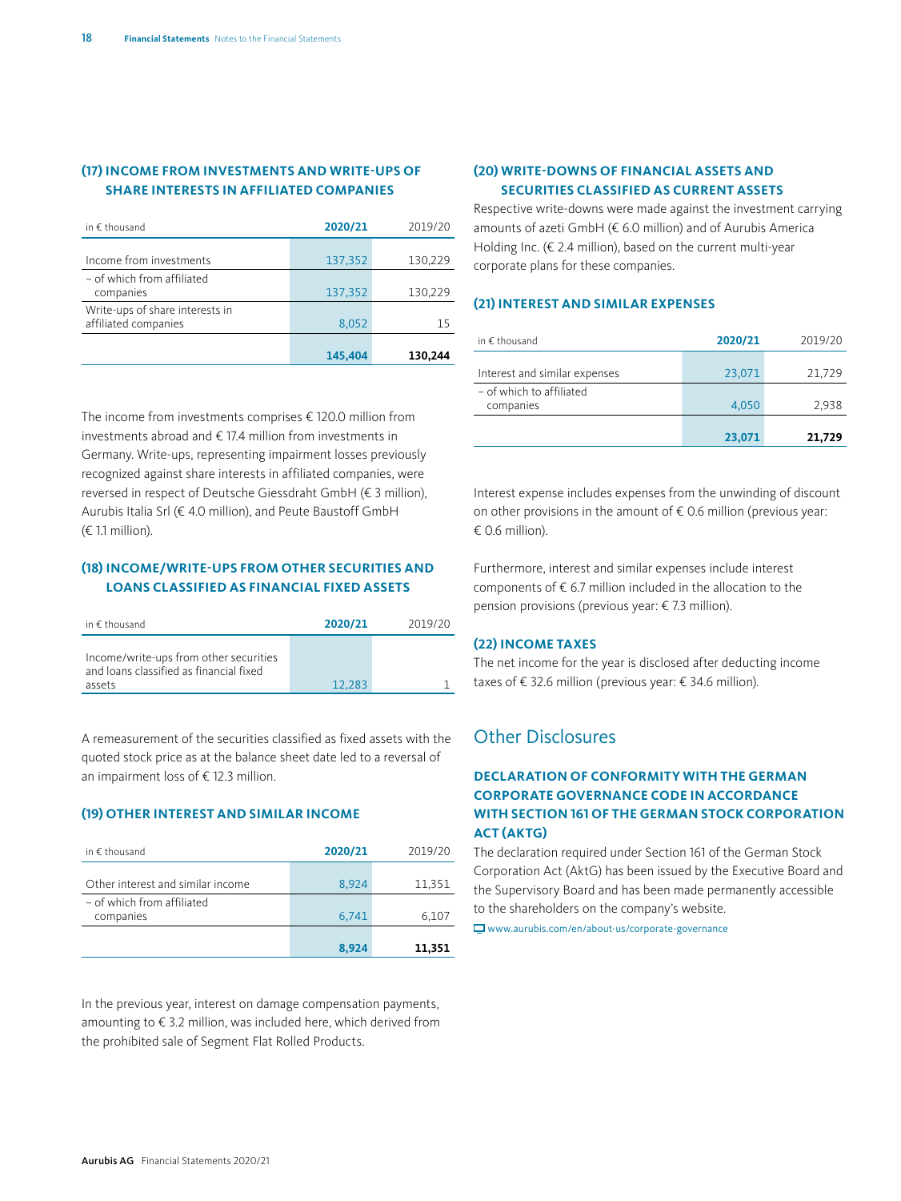### (17) INCOME FROM INVESTMENTS AND WRITE-UPS OF SHARE INTERESTS IN AFFILIATED COMPANIES

| in € thousand | 2020/21 | 2019/20 |
|---|---|---|
| Income from investments | 137,352 | 130,229 |
| – of which from affiliated companies | 137,352 | 130,229 |
| Write-ups of share interests in affiliated companies | 8,052 | 15 |
| | **145,404** | **130,244** |

The income from investments comprises € 120.0 million from investments abroad and € 17.4 million from investments in Germany. Write-ups, representing impairment losses previously recognized against share interests in affiliated companies, were reversed in respect of Deutsche Giessdraht GmbH (€ 3 million), Aurubis Italia Srl (€ 4.0 million), and Peute Baustoff GmbH (€ 1.1 million).

### (18) INCOME/WRITE-UPS FROM OTHER SECURITIES AND LOANS CLASSIFIED AS FINANCIAL FIXED ASSETS

| in € thousand | 2020/21 | 2019/20 |
|---|---|---|
| Income/write-ups from other securities and loans classified as financial fixed assets | 12,283 | 1 |

A remeasurement of the securities classified as fixed assets with the quoted stock price as at the balance sheet date led to a reversal of an impairment loss of € 12.3 million.

### (19) OTHER INTEREST AND SIMILAR INCOME

| in € thousand | 2020/21 | 2019/20 |
|---|---|---|
| Other interest and similar income | 8,924 | 11,351 |
| – of which from affiliated companies | 6,741 | 6,107 |
| | **8,924** | **11,351** |

In the previous year, interest on damage compensation payments, amounting to € 3.2 million, was included here, which derived from the prohibited sale of Segment Flat Rolled Products.

### (20) WRITE-DOWNS OF FINANCIAL ASSETS AND SECURITIES CLASSIFIED AS CURRENT ASSETS

Respective write-downs were made against the investment carrying amounts of azeti GmbH (€ 6.0 million) and of Aurubis America Holding Inc. (€ 2.4 million), based on the current multi-year corporate plans for these companies.

### (21) INTEREST AND SIMILAR EXPENSES

| in € thousand | 2020/21 | 2019/20 |
|---|---|---|
| Interest and similar expenses | 23,071 | 21,729 |
| – of which to affiliated companies | 4,050 | 2,938 |
| | **23,071** | **21,729** |

Interest expense includes expenses from the unwinding of discount on other provisions in the amount of € 0.6 million (previous year: € 0.6 million).

Furthermore, interest and similar expenses include interest components of € 6.7 million included in the allocation to the pension provisions (previous year: € 7.3 million).

### (22) INCOME TAXES

The net income for the year is disclosed after deducting income taxes of € 32.6 million (previous year: € 34.6 million).

## Other Disclosures

### DECLARATION OF CONFORMITY WITH THE GERMAN CORPORATE GOVERNANCE CODE IN ACCORDANCE WITH SECTION 161 OF THE GERMAN STOCK CORPORATION ACT (AKTG)

The declaration required under Section 161 of the German Stock Corporation Act (AktG) has been issued by the Executive Board and the Supervisory Board and has been made permanently accessible to the shareholders on the company's website.

www.aurubis.com/en/about-us/corporate-governance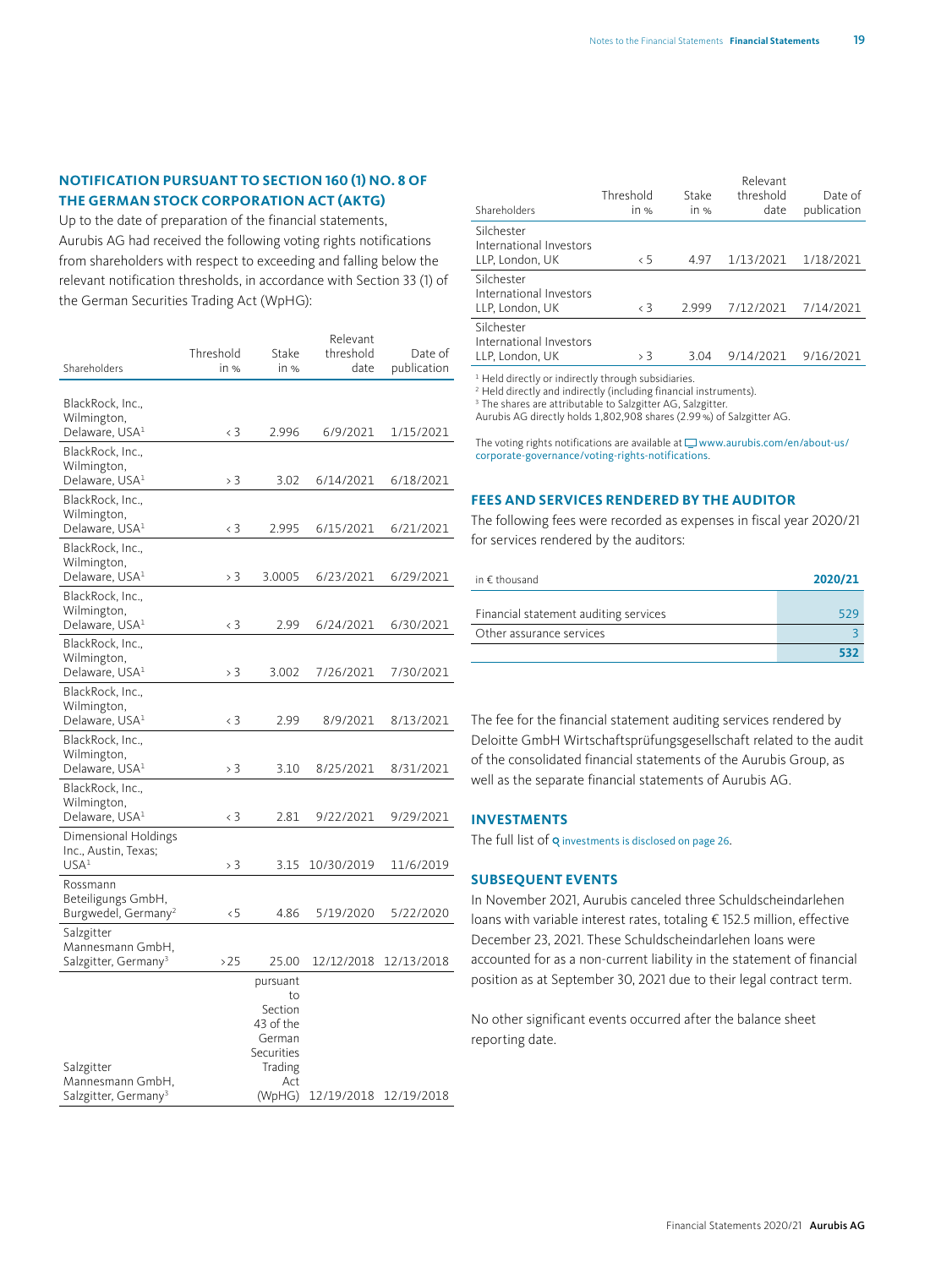## NOTIFICATION PURSUANT TO SECTION 160 (1) NO. 8 OF THE GERMAN STOCK CORPORATION ACT (AKTG)

Up to the date of preparation of the financial statements, Aurubis AG had received the following voting rights notifications from shareholders with respect to exceeding and falling below the relevant notification thresholds, in accordance with Section 33 (1) of the German Securities Trading Act (WpHG):

| Shareholders | Threshold in % | Stake in % | Relevant threshold date | Date of publication |
|---|---|---|---|---|
| BlackRock, Inc., Wilmington, Delaware, USA[1] | < 3 | 2.996 | 6/9/2021 | 1/15/2021 |
| BlackRock, Inc., Wilmington, Delaware, USA[1] | > 3 | 3.02 | 6/14/2021 | 6/18/2021 |
| BlackRock, Inc., Wilmington, Delaware, USA[1] | < 3 | 2.995 | 6/15/2021 | 6/21/2021 |
| BlackRock, Inc., Wilmington, Delaware, USA[1] | > 3 | 3.0005 | 6/23/2021 | 6/29/2021 |
| BlackRock, Inc., Wilmington, Delaware, USA[1] | < 3 | 2.99 | 6/24/2021 | 6/30/2021 |
| BlackRock, Inc., Wilmington, Delaware, USA[1] | > 3 | 3.002 | 7/26/2021 | 7/30/2021 |
| BlackRock, Inc., Wilmington, Delaware, USA[1] | < 3 | 2.99 | 8/9/2021 | 8/13/2021 |
| BlackRock, Inc., Wilmington, Delaware, USA[1] | > 3 | 3.10 | 8/25/2021 | 8/31/2021 |
| BlackRock, Inc., Wilmington, Delaware, USA[1] | < 3 | 2.81 | 9/22/2021 | 9/29/2021 |
| Dimensional Holdings Inc., Austin, Texas; USA[1] | > 3 | 3.15 | 10/30/2019 | 11/6/2019 |
| Rossmann Beteiligungs GmbH, Burgwedel, Germany[2] | <5 | 4.86 | 5/19/2020 | 5/22/2020 |
| Salzgitter Mannesmann GmbH, Salzgitter, Germany[3] | >25 | 25.00 | 12/12/2018 | 12/13/2018 |
| Salzgitter Mannesmann GmbH, Salzgitter, Germany[3] | | pursuant to Section 43 of the German Securities Trading Act (WpHG) | 12/19/2018 | 12/19/2018 |
| Silchester International Investors LLP, London, UK | < 5 | 4.97 | 1/13/2021 | 1/18/2021 |
| Silchester International Investors LLP, London, UK | < 3 | 2.999 | 7/12/2021 | 7/14/2021 |
| Silchester International Investors LLP, London, UK | > 3 | 3.04 | 9/14/2021 | 9/16/2021 |

[1] Held directly or indirectly through subsidiaries.
[2] Held directly and indirectly (including financial instruments).
[3] The shares are attributable to Salzgitter AG, Salzgitter.
Aurubis AG directly holds 1,802,908 shares (2.99 %) of Salzgitter AG.

The voting rights notifications are available at www.aurubis.com/en/about-us/corporate-governance/voting-rights-notifications.

## FEES AND SERVICES RENDERED BY THE AUDITOR

The following fees were recorded as expenses in fiscal year 2020/21 for services rendered by the auditors:

| in € thousand | 2020/21 |
|---|---|
| Financial statement auditing services | 529 |
| Other assurance services | 3 |
| | 532 |

The fee for the financial statement auditing services rendered by Deloitte GmbH Wirtschaftsprüfungsgesellschaft related to the audit of the consolidated financial statements of the Aurubis Group, as well as the separate financial statements of Aurubis AG.

## INVESTMENTS

The full list of investments is disclosed on page 26.

## SUBSEQUENT EVENTS

In November 2021, Aurubis canceled three Schuldscheindarlehen loans with variable interest rates, totaling € 152.5 million, effective December 23, 2021. These Schuldscheindarlehen loans were accounted for as a non-current liability in the statement of financial position as at September 30, 2021 due to their legal contract term.

No other significant events occurred after the balance sheet reporting date.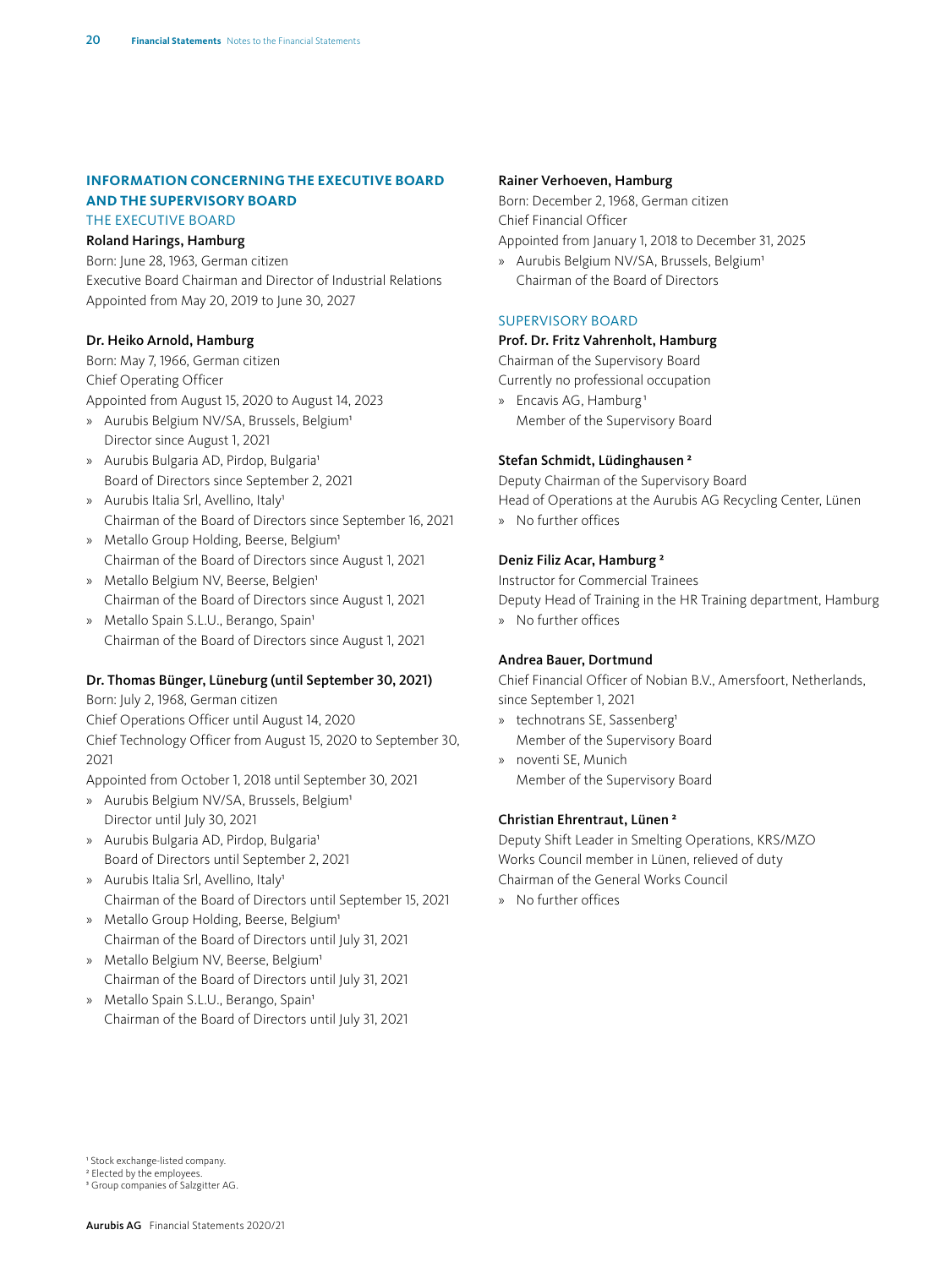## INFORMATION CONCERNING THE EXECUTIVE BOARD AND THE SUPERVISORY BOARD

### THE EXECUTIVE BOARD

**Roland Harings, Hamburg**
Born: June 28, 1963, German citizen
Executive Board Chairman and Director of Industrial Relations
Appointed from May 20, 2019 to June 30, 2027

**Dr. Heiko Arnold, Hamburg**
Born: May 7, 1966, German citizen
Chief Operating Officer
Appointed from August 15, 2020 to August 14, 2023

- Aurubis Belgium NV/SA, Brussels, Belgium[1]
  Director since August 1, 2021
- Aurubis Bulgaria AD, Pirdop, Bulgaria[1]
  Board of Directors since September 2, 2021
- Aurubis Italia Srl, Avellino, Italy[1]
  Chairman of the Board of Directors since September 16, 2021
- Metallo Group Holding, Beerse, Belgium[1]
  Chairman of the Board of Directors since August 1, 2021
- Metallo Belgium NV, Beerse, Belgien[1]
  Chairman of the Board of Directors since August 1, 2021
- Metallo Spain S.L.U., Berango, Spain[1]
  Chairman of the Board of Directors since August 1, 2021

**Dr. Thomas Bünger, Lüneburg (until September 30, 2021)**
Born: July 2, 1968, German citizen
Chief Operations Officer until August 14, 2020
Chief Technology Officer from August 15, 2020 to September 30, 2021
Appointed from October 1, 2018 until September 30, 2021

- Aurubis Belgium NV/SA, Brussels, Belgium[1]
  Director until July 30, 2021
- Aurubis Bulgaria AD, Pirdop, Bulgaria[1]
  Board of Directors until September 2, 2021
- Aurubis Italia Srl, Avellino, Italy[1]
  Chairman of the Board of Directors until September 15, 2021
- Metallo Group Holding, Beerse, Belgium[1]
  Chairman of the Board of Directors until July 31, 2021
- Metallo Belgium NV, Beerse, Belgium[1]
  Chairman of the Board of Directors until July 31, 2021
- Metallo Spain S.L.U., Berango, Spain[1]
  Chairman of the Board of Directors until July 31, 2021

**Rainer Verhoeven, Hamburg**
Born: December 2, 1968, German citizen
Chief Financial Officer
Appointed from January 1, 2018 to December 31, 2025

- Aurubis Belgium NV/SA, Brussels, Belgium[1]
  Chairman of the Board of Directors

### SUPERVISORY BOARD

**Prof. Dr. Fritz Vahrenholt, Hamburg**
Chairman of the Supervisory Board
Currently no professional occupation

- Encavis AG, Hamburg[1]
  Member of the Supervisory Board

**Stefan Schmidt, Lüdinghausen[2]**
Deputy Chairman of the Supervisory Board
Head of Operations at the Aurubis AG Recycling Center, Lünen

- No further offices

**Deniz Filiz Acar, Hamburg[2]**
Instructor for Commercial Trainees
Deputy Head of Training in the HR Training department, Hamburg

- No further offices

**Andrea Bauer, Dortmund**
Chief Financial Officer of Nobian B.V., Amersfoort, Netherlands, since September 1, 2021

- technotrans SE, Sassenberg[1]
  Member of the Supervisory Board
- noventi SE, Munich
  Member of the Supervisory Board

**Christian Ehrentraut, Lünen[2]**
Deputy Shift Leader in Smelting Operations, KRS/MZO
Works Council member in Lünen, relieved of duty
Chairman of the General Works Council

- No further offices

[1] Stock exchange-listed company.
[2] Elected by the employees.
[3] Group companies of Salzgitter AG.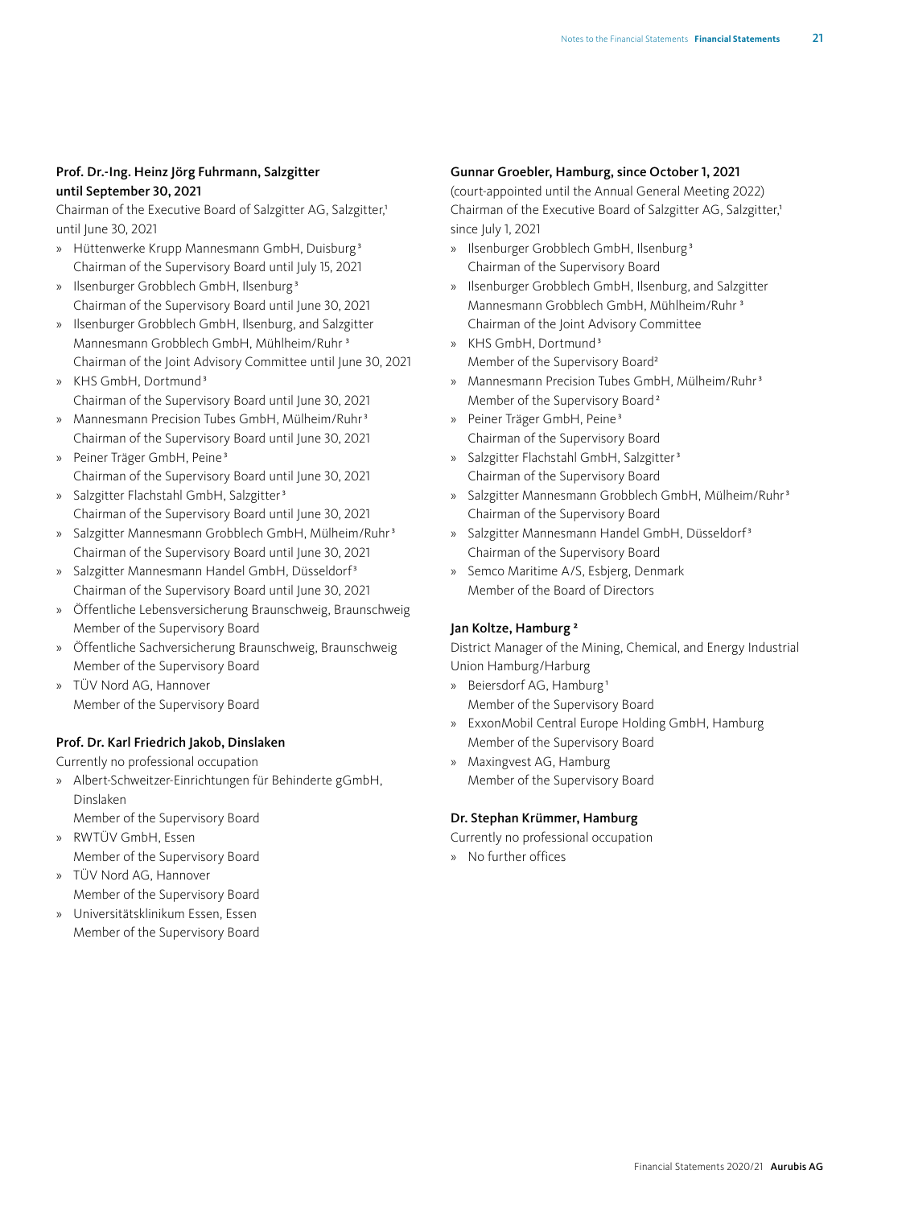**Prof. Dr.-Ing. Heinz Jörg Fuhrmann, Salzgitter until September 30, 2021**

Chairman of the Executive Board of Salzgitter AG, Salzgitter,[1] until June 30, 2021

- Hüttenwerke Krupp Mannesmann GmbH, Duisburg[3]
  Chairman of the Supervisory Board until July 15, 2021
- Ilsenburger Grobblech GmbH, Ilsenburg[3]
  Chairman of the Supervisory Board until June 30, 2021
- Ilsenburger Grobblech GmbH, Ilsenburg, and Salzgitter Mannesmann Grobblech GmbH, Mühlheim/Ruhr[3]
  Chairman of the Joint Advisory Committee until June 30, 2021
- KHS GmbH, Dortmund[3]
  Chairman of the Supervisory Board until June 30, 2021
- Mannesmann Precision Tubes GmbH, Mülheim/Ruhr[3]
  Chairman of the Supervisory Board until June 30, 2021
- Peiner Träger GmbH, Peine[3]
  Chairman of the Supervisory Board until June 30, 2021
- Salzgitter Flachstahl GmbH, Salzgitter[3]
  Chairman of the Supervisory Board until June 30, 2021
- Salzgitter Mannesmann Grobblech GmbH, Mülheim/Ruhr[3]
  Chairman of the Supervisory Board until June 30, 2021
- Salzgitter Mannesmann Handel GmbH, Düsseldorf[3]
  Chairman of the Supervisory Board until June 30, 2021
- Öffentliche Lebensversicherung Braunschweig, Braunschweig
  Member of the Supervisory Board
- Öffentliche Sachversicherung Braunschweig, Braunschweig
  Member of the Supervisory Board
- TÜV Nord AG, Hannover
  Member of the Supervisory Board

**Prof. Dr. Karl Friedrich Jakob, Dinslaken**

Currently no professional occupation

- Albert-Schweitzer-Einrichtungen für Behinderte gGmbH, Dinslaken
  Member of the Supervisory Board
- RWTÜV GmbH, Essen
  Member of the Supervisory Board
- TÜV Nord AG, Hannover
  Member of the Supervisory Board
- Universitätsklinikum Essen, Essen
  Member of the Supervisory Board

**Gunnar Groebler, Hamburg, since October 1, 2021**

(court-appointed until the Annual General Meeting 2022)
Chairman of the Executive Board of Salzgitter AG, Salzgitter,[1] since July 1, 2021

- Ilsenburger Grobblech GmbH, Ilsenburg[3]
  Chairman of the Supervisory Board
- Ilsenburger Grobblech GmbH, Ilsenburg, and Salzgitter Mannesmann Grobblech GmbH, Mühlheim/Ruhr[3]
  Chairman of the Joint Advisory Committee
- KHS GmbH, Dortmund[3]
  Member of the Supervisory Board[2]
- Mannesmann Precision Tubes GmbH, Mülheim/Ruhr[3]
  Member of the Supervisory Board[2]
- Peiner Träger GmbH, Peine[3]
  Chairman of the Supervisory Board
- Salzgitter Flachstahl GmbH, Salzgitter[3]
  Chairman of the Supervisory Board
- Salzgitter Mannesmann Grobblech GmbH, Mülheim/Ruhr[3]
  Chairman of the Supervisory Board
- Salzgitter Mannesmann Handel GmbH, Düsseldorf[3]
  Chairman of the Supervisory Board
- Semco Maritime A/S, Esbjerg, Denmark
  Member of the Board of Directors

**Jan Koltze, Hamburg[2]**

District Manager of the Mining, Chemical, and Energy Industrial Union Hamburg/Harburg

- Beiersdorf AG, Hamburg[1]
  Member of the Supervisory Board
- ExxonMobil Central Europe Holding GmbH, Hamburg
  Member of the Supervisory Board
- Maxingvest AG, Hamburg
  Member of the Supervisory Board

**Dr. Stephan Krümmer, Hamburg**

Currently no professional occupation

- No further offices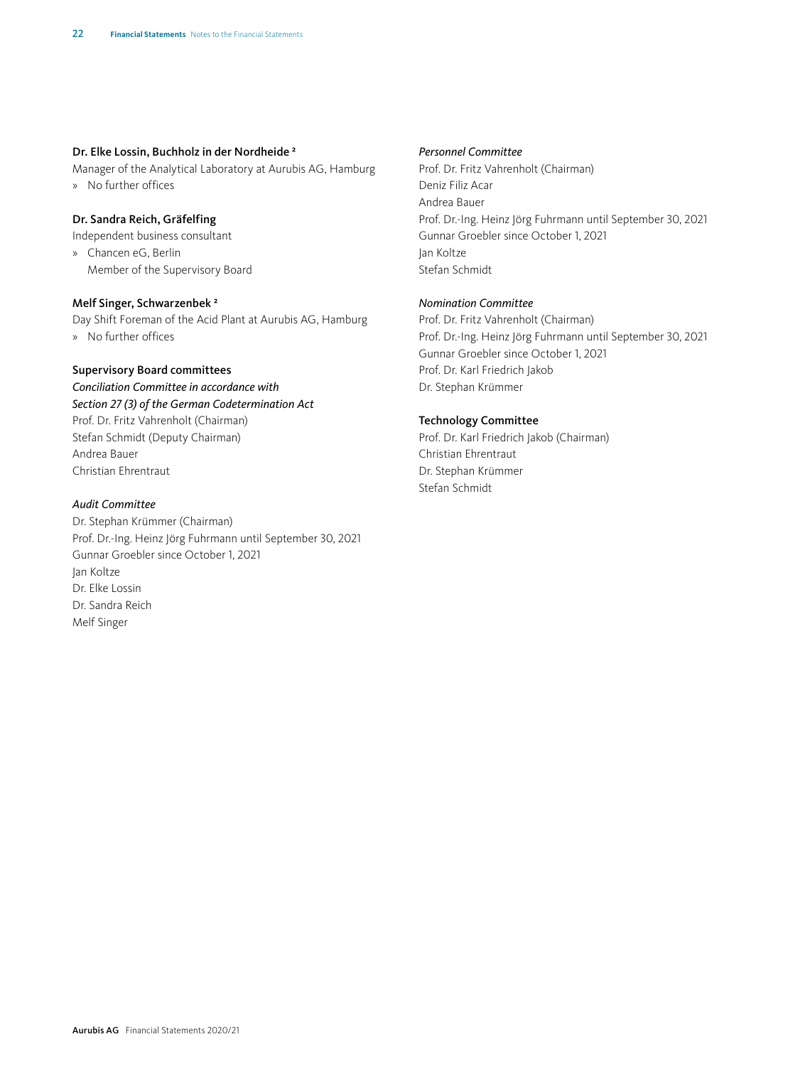**Dr. Elke Lossin, Buchholz in der Nordheide [2]**

Manager of the Analytical Laboratory at Aurubis AG, Hamburg

» No further offices

**Dr. Sandra Reich, Gräfelfing**

Independent business consultant

» Chancen eG, Berlin
  Member of the Supervisory Board

**Melf Singer, Schwarzenbek [2]**

Day Shift Foreman of the Acid Plant at Aurubis AG, Hamburg

» No further offices

**Supervisory Board committees**

*Conciliation Committee in accordance with Section 27 (3) of the German Codetermination Act*

Prof. Dr. Fritz Vahrenholt (Chairman)
Stefan Schmidt (Deputy Chairman)
Andrea Bauer
Christian Ehrentraut

*Audit Committee*

Dr. Stephan Krümmer (Chairman)
Prof. Dr.-Ing. Heinz Jörg Fuhrmann until September 30, 2021
Gunnar Groebler since October 1, 2021
Jan Koltze
Dr. Elke Lossin
Dr. Sandra Reich
Melf Singer

*Personnel Committee*

Prof. Dr. Fritz Vahrenholt (Chairman)
Deniz Filiz Acar
Andrea Bauer
Prof. Dr.-Ing. Heinz Jörg Fuhrmann until September 30, 2021
Gunnar Groebler since October 1, 2021
Jan Koltze
Stefan Schmidt

*Nomination Committee*

Prof. Dr. Fritz Vahrenholt (Chairman)
Prof. Dr.-Ing. Heinz Jörg Fuhrmann until September 30, 2021
Gunnar Groebler since October 1, 2021
Prof. Dr. Karl Friedrich Jakob
Dr. Stephan Krümmer

**Technology Committee**

Prof. Dr. Karl Friedrich Jakob (Chairman)
Christian Ehrentraut
Dr. Stephan Krümmer
Stefan Schmidt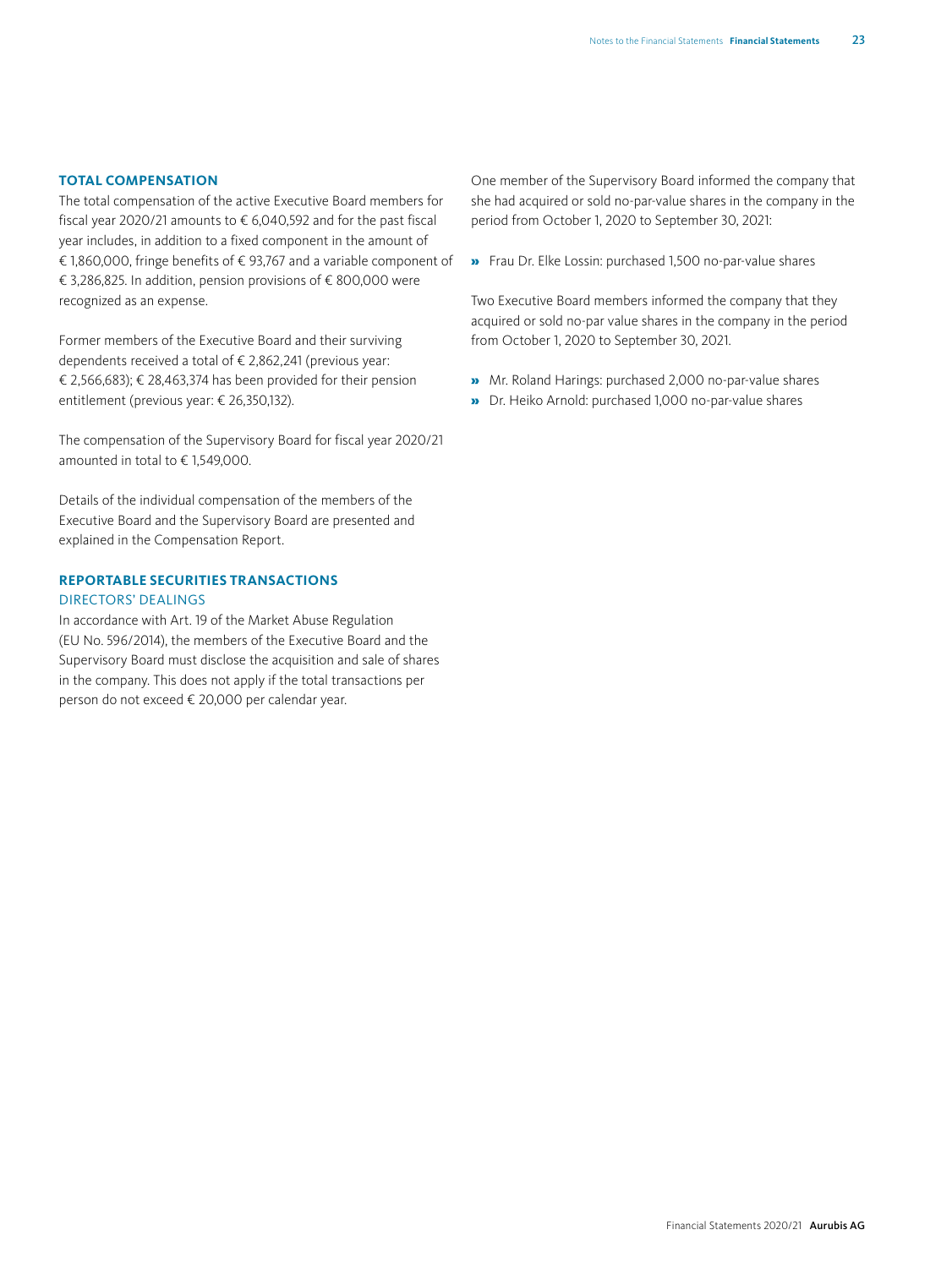## TOTAL COMPENSATION

The total compensation of the active Executive Board members for fiscal year 2020/21 amounts to € 6,040,592 and for the past fiscal year includes, in addition to a fixed component in the amount of € 1,860,000, fringe benefits of € 93,767 and a variable component of € 3,286,825. In addition, pension provisions of € 800,000 were recognized as an expense.

Former members of the Executive Board and their surviving dependents received a total of € 2,862,241 (previous year: € 2,566,683); € 28,463,374 has been provided for their pension entitlement (previous year: € 26,350,132).

The compensation of the Supervisory Board for fiscal year 2020/21 amounted in total to € 1,549,000.

Details of the individual compensation of the members of the Executive Board and the Supervisory Board are presented and explained in the Compensation Report.

## REPORTABLE SECURITIES TRANSACTIONS

### DIRECTORS' DEALINGS

In accordance with Art. 19 of the Market Abuse Regulation (EU No. 596/2014), the members of the Executive Board and the Supervisory Board must disclose the acquisition and sale of shares in the company. This does not apply if the total transactions per person do not exceed € 20,000 per calendar year.

One member of the Supervisory Board informed the company that she had acquired or sold no-par-value shares in the company in the period from October 1, 2020 to September 30, 2021:

- Frau Dr. Elke Lossin: purchased 1,500 no-par-value shares

Two Executive Board members informed the company that they acquired or sold no-par value shares in the company in the period from October 1, 2020 to September 30, 2021.

- Mr. Roland Harings: purchased 2,000 no-par-value shares
- Dr. Heiko Arnold: purchased 1,000 no-par-value shares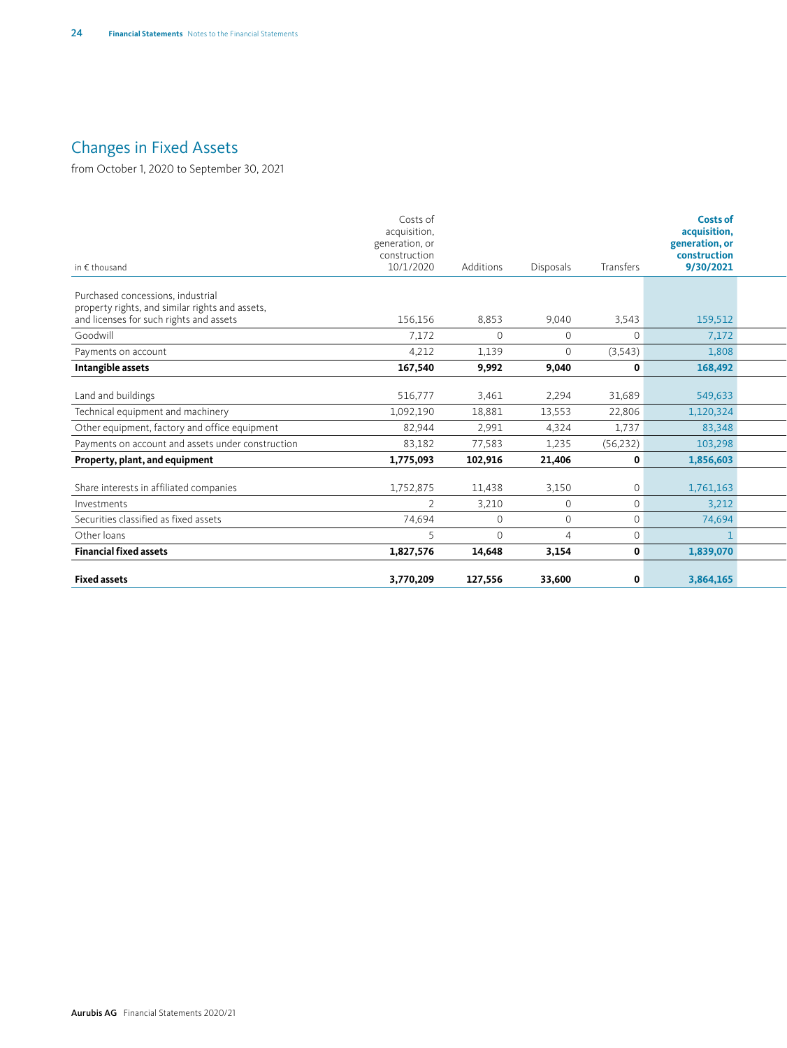# Changes in Fixed Assets

from October 1, 2020 to September 30, 2021

| in € thousand | Costs of acquisition, generation, or construction 10/1/2020 | Additions | Disposals | Transfers | **Costs of acquisition, generation, or construction 9/30/2021** |
|---|---|---|---|---|---|
| Purchased concessions, industrial property rights, and similar rights and assets, and licenses for such rights and assets | 156,156 | 8,853 | 9,040 | 3,543 | 159,512 |
| Goodwill | 7,172 | 0 | 0 | 0 | 7,172 |
| Payments on account | 4,212 | 1,139 | 0 | (3,543) | 1,808 |
| **Intangible assets** | **167,540** | **9,992** | **9,040** | **0** | **168,492** |
| Land and buildings | 516,777 | 3,461 | 2,294 | 31,689 | 549,633 |
| Technical equipment and machinery | 1,092,190 | 18,881 | 13,553 | 22,806 | 1,120,324 |
| Other equipment, factory and office equipment | 82,944 | 2,991 | 4,324 | 1,737 | 83,348 |
| Payments on account and assets under construction | 83,182 | 77,583 | 1,235 | (56,232) | 103,298 |
| **Property, plant, and equipment** | **1,775,093** | **102,916** | **21,406** | **0** | **1,856,603** |
| Share interests in affiliated companies | 1,752,875 | 11,438 | 3,150 | 0 | 1,761,163 |
| Investments | 2 | 3,210 | 0 | 0 | 3,212 |
| Securities classified as fixed assets | 74,694 | 0 | 0 | 0 | 74,694 |
| Other loans | 5 | 0 | 4 | 0 | 1 |
| **Financial fixed assets** | **1,827,576** | **14,648** | **3,154** | **0** | **1,839,070** |
| **Fixed assets** | **3,770,209** | **127,556** | **33,600** | **0** | **3,864,165** |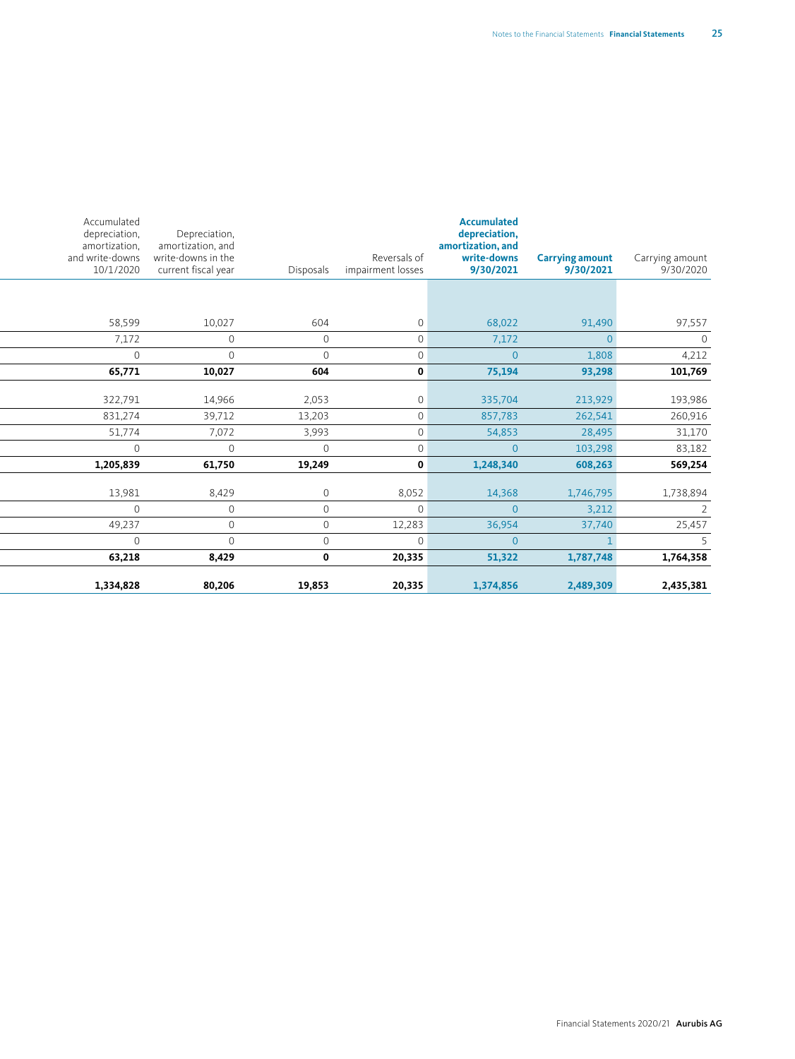| Accumulated depreciation, amortization, and write-downs 10/1/2020 | Depreciation, amortization, and write-downs in the current fiscal year | Disposals | Reversals of impairment losses | **Accumulated depreciation, amortization, and write-downs 9/30/2021** | **Carrying amount 9/30/2021** | Carrying amount 9/30/2020 |
|---|---|---|---|---|---|---|
| | | | | | | |
| 58,599 | 10,027 | 604 | 0 | 68,022 | 91,490 | 97,557 |
| 7,172 | 0 | 0 | 0 | 7,172 | 0 | 0 |
| 0 | 0 | 0 | 0 | 0 | 1,808 | 4,212 |
| **65,771** | **10,027** | **604** | **0** | **75,194** | **93,298** | **101,769** |
| | | | | | | |
| 322,791 | 14,966 | 2,053 | 0 | 335,704 | 213,929 | 193,986 |
| 831,274 | 39,712 | 13,203 | 0 | 857,783 | 262,541 | 260,916 |
| 51,774 | 7,072 | 3,993 | 0 | 54,853 | 28,495 | 31,170 |
| 0 | 0 | 0 | 0 | 0 | 103,298 | 83,182 |
| **1,205,839** | **61,750** | **19,249** | **0** | **1,248,340** | **608,263** | **569,254** |
| | | | | | | |
| 13,981 | 8,429 | 0 | 8,052 | 14,368 | 1,746,795 | 1,738,894 |
| 0 | 0 | 0 | 0 | 0 | 3,212 | 2 |
| 49,237 | 0 | 0 | 12,283 | 36,954 | 37,740 | 25,457 |
| 0 | 0 | 0 | 0 | 0 | 1 | 5 |
| **63,218** | **8,429** | **0** | **20,335** | **51,322** | **1,787,748** | **1,764,358** |
| | | | | | | |
| **1,334,828** | **80,206** | **19,853** | **20,335** | **1,374,856** | **2,489,309** | **2,435,381** |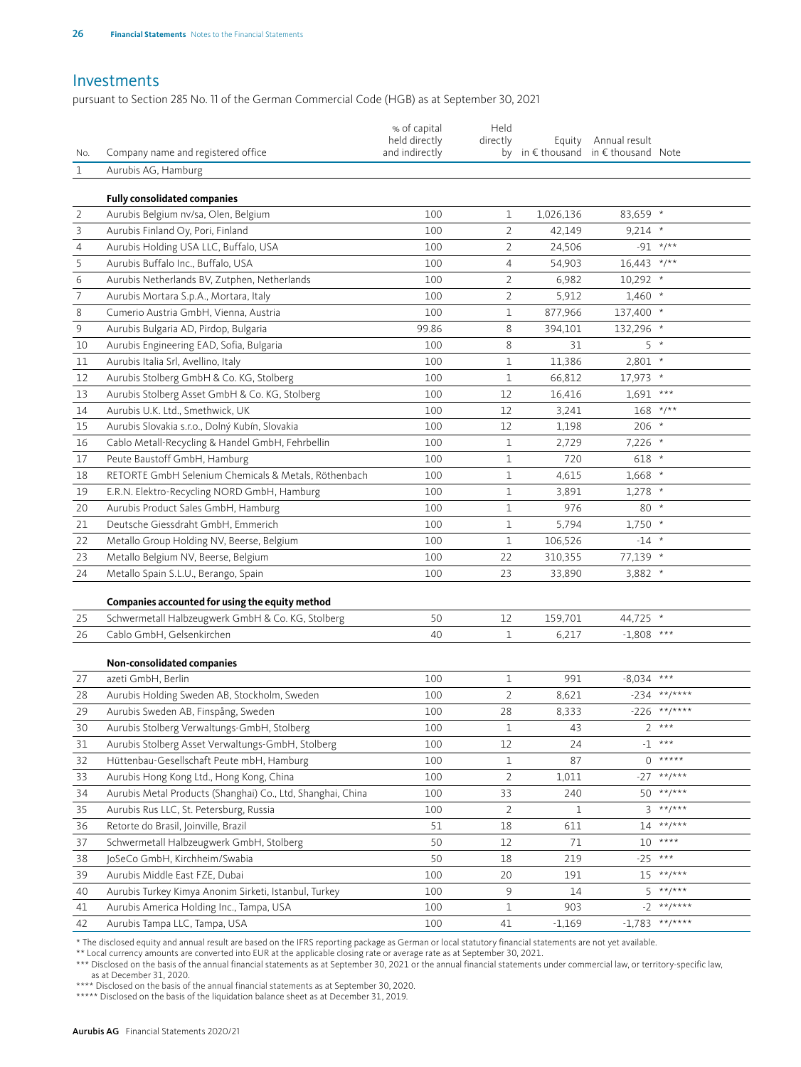# Investments

pursuant to Section 285 No. 11 of the German Commercial Code (HGB) as at September 30, 2021

| No. | Company name and registered office | % of capital held directly and indirectly | Held directly by | Equity in € thousand | Annual result in € thousand | Note |
|---|---|---|---|---|---|---|
| 1 | Aurubis AG, Hamburg | | | | | |
| | **Fully consolidated companies** | | | | | |
| 2 | Aurubis Belgium nv/sa, Olen, Belgium | 100 | 1 | 1,026,136 | 83,659 | * |
| 3 | Aurubis Finland Oy, Pori, Finland | 100 | 2 | 42,149 | 9,214 | * |
| 4 | Aurubis Holding USA LLC, Buffalo, USA | 100 | 2 | 24,506 | -91 | */** |
| 5 | Aurubis Buffalo Inc., Buffalo, USA | 100 | 4 | 54,903 | 16,443 | */** |
| 6 | Aurubis Netherlands BV, Zutphen, Netherlands | 100 | 2 | 6,982 | 10,292 | * |
| 7 | Aurubis Mortara S.p.A., Mortara, Italy | 100 | 2 | 5,912 | 1,460 | * |
| 8 | Cumerio Austria GmbH, Vienna, Austria | 100 | 1 | 877,966 | 137,400 | * |
| 9 | Aurubis Bulgaria AD, Pirdop, Bulgaria | 99.86 | 8 | 394,101 | 132,296 | * |
| 10 | Aurubis Engineering EAD, Sofia, Bulgaria | 100 | 8 | 31 | 5 | * |
| 11 | Aurubis Italia Srl, Avellino, Italy | 100 | 1 | 11,386 | 2,801 | * |
| 12 | Aurubis Stolberg GmbH & Co. KG, Stolberg | 100 | 1 | 66,812 | 17,973 | * |
| 13 | Aurubis Stolberg Asset GmbH & Co. KG, Stolberg | 100 | 12 | 16,416 | 1,691 | *** |
| 14 | Aurubis U.K. Ltd., Smethwick, UK | 100 | 12 | 3,241 | 168 | */** |
| 15 | Aurubis Slovakia s.r.o., Dolný Kubín, Slovakia | 100 | 12 | 1,198 | 206 | * |
| 16 | Cablo Metall-Recycling & Handel GmbH, Fehrbellin | 100 | 1 | 2,729 | 7,226 | * |
| 17 | Peute Baustoff GmbH, Hamburg | 100 | 1 | 720 | 618 | * |
| 18 | RETORTE GmbH Selenium Chemicals & Metals, Röthenbach | 100 | 1 | 4,615 | 1,668 | * |
| 19 | E.R.N. Elektro-Recycling NORD GmbH, Hamburg | 100 | 1 | 3,891 | 1,278 | * |
| 20 | Aurubis Product Sales GmbH, Hamburg | 100 | 1 | 976 | 80 | * |
| 21 | Deutsche Giessdraht GmbH, Emmerich | 100 | 1 | 5,794 | 1,750 | * |
| 22 | Metallo Group Holding NV, Beerse, Belgium | 100 | 1 | 106,526 | -14 | * |
| 23 | Metallo Belgium NV, Beerse, Belgium | 100 | 22 | 310,355 | 77,139 | * |
| 24 | Metallo Spain S.L.U., Berango, Spain | 100 | 23 | 33,890 | 3,882 | * |
| | **Companies accounted for using the equity method** | | | | | |
| 25 | Schwermetall Halbzeugwerk GmbH & Co. KG, Stolberg | 50 | 12 | 159,701 | 44,725 | * |
| 26 | Cablo GmbH, Gelsenkirchen | 40 | 1 | 6,217 | -1,808 | *** |
| | **Non-consolidated companies** | | | | | |
| 27 | azeti GmbH, Berlin | 100 | 1 | 991 | -8,034 | *** |
| 28 | Aurubis Holding Sweden AB, Stockholm, Sweden | 100 | 2 | 8,621 | -234 | **/**** |
| 29 | Aurubis Sweden AB, Finspång, Sweden | 100 | 28 | 8,333 | -226 | **/**** |
| 30 | Aurubis Stolberg Verwaltungs-GmbH, Stolberg | 100 | 1 | 43 | 2 | *** |
| 31 | Aurubis Stolberg Asset Verwaltungs-GmbH, Stolberg | 100 | 12 | 24 | -1 | *** |
| 32 | Hüttenbau-Gesellschaft Peute mbH, Hamburg | 100 | 1 | 87 | 0 | ***** |
| 33 | Aurubis Hong Kong Ltd., Hong Kong, China | 100 | 2 | 1,011 | -27 | **/*** |
| 34 | Aurubis Metal Products (Shanghai) Co., Ltd, Shanghai, China | 100 | 33 | 240 | 50 | **/*** |
| 35 | Aurubis Rus LLC, St. Petersburg, Russia | 100 | 2 | 1 | 3 | **/*** |
| 36 | Retorte do Brasil, Joinville, Brazil | 51 | 18 | 611 | 14 | **/*** |
| 37 | Schwermetall Halbzeugwerk GmbH, Stolberg | 50 | 12 | 71 | 10 | **** |
| 38 | JoSeCo GmbH, Kirchheim/Swabia | 50 | 18 | 219 | -25 | *** |
| 39 | Aurubis Middle East FZE, Dubai | 100 | 20 | 191 | 15 | **/*** |
| 40 | Aurubis Turkey Kimya Anonim Sirketi, Istanbul, Turkey | 100 | 9 | 14 | 5 | **/*** |
| 41 | Aurubis America Holding Inc., Tampa, USA | 100 | 1 | 903 | -2 | **/**** |
| 42 | Aurubis Tampa LLC, Tampa, USA | 100 | 41 | -1,169 | -1,783 | **/**** |

* The disclosed equity and annual result are based on the IFRS reporting package as German or local statutory financial statements are not yet available.

** Local currency amounts are converted into EUR at the applicable closing rate or average rate as at September 30, 2021.

*** Disclosed on the basis of the annual financial statements as at September 30, 2021 or the annual financial statements under commercial law, or territory-specific law, as at December 31, 2020.

**** Disclosed on the basis of the annual financial statements as at September 30, 2020.

***** Disclosed on the basis of the liquidation balance sheet as at December 31, 2019.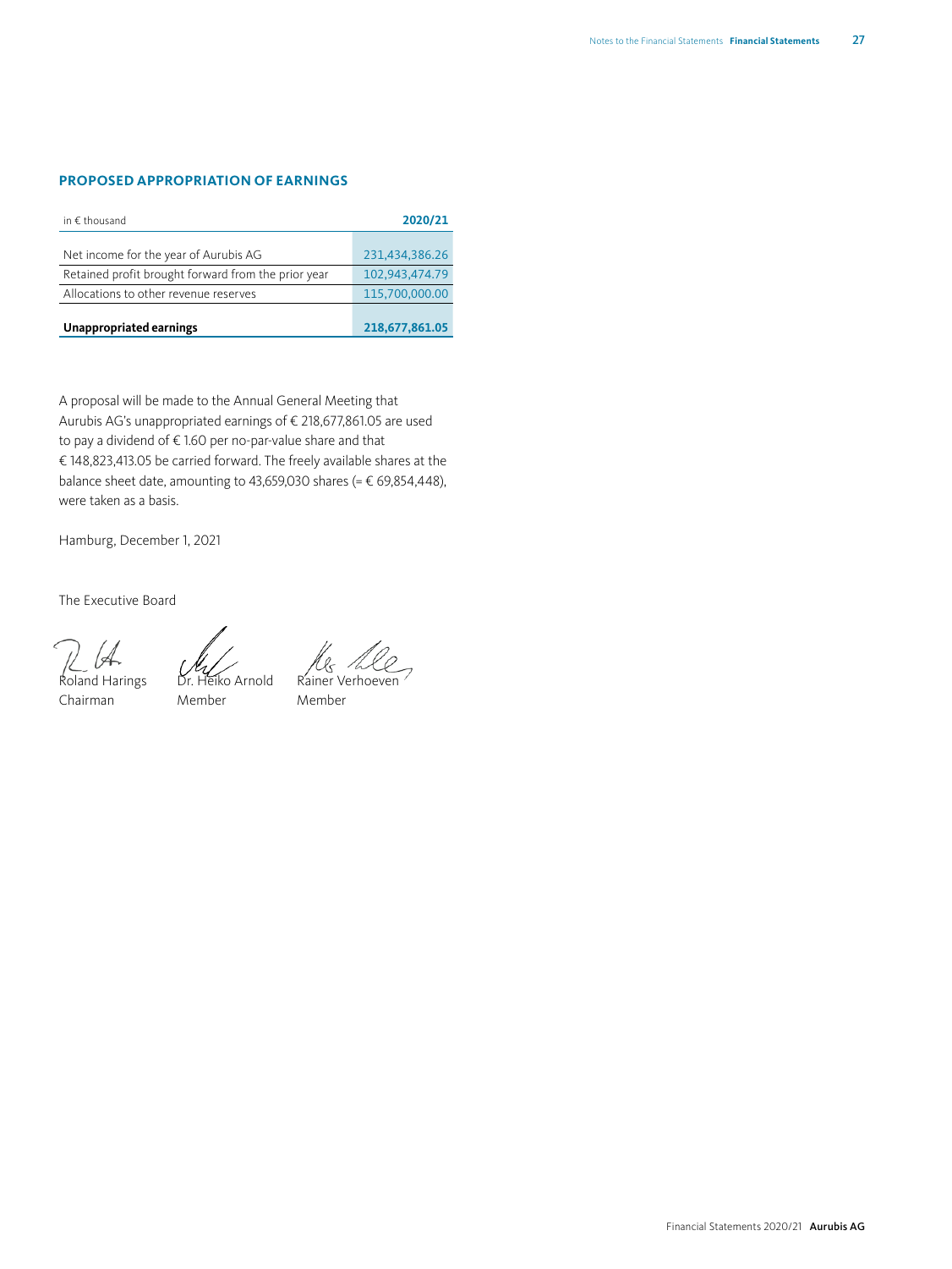## PROPOSED APPROPRIATION OF EARNINGS

| in € thousand | 2020/21 |
|---|---|
| Net income for the year of Aurubis AG | 231,434,386.26 |
| Retained profit brought forward from the prior year | 102,943,474.79 |
| Allocations to other revenue reserves | 115,700,000.00 |
| **Unappropriated earnings** | **218,677,861.05** |

A proposal will be made to the Annual General Meeting that Aurubis AG's unappropriated earnings of € 218,677,861.05 are used to pay a dividend of € 1.60 per no-par-value share and that € 148,823,413.05 be carried forward. The freely available shares at the balance sheet date, amounting to 43,659,030 shares (= € 69,854,448), were taken as a basis.

Hamburg, December 1, 2021

The Executive Board

Roland Harings
Chairman

Dr. Heiko Arnold
Member

Rainer Verhoeven
Member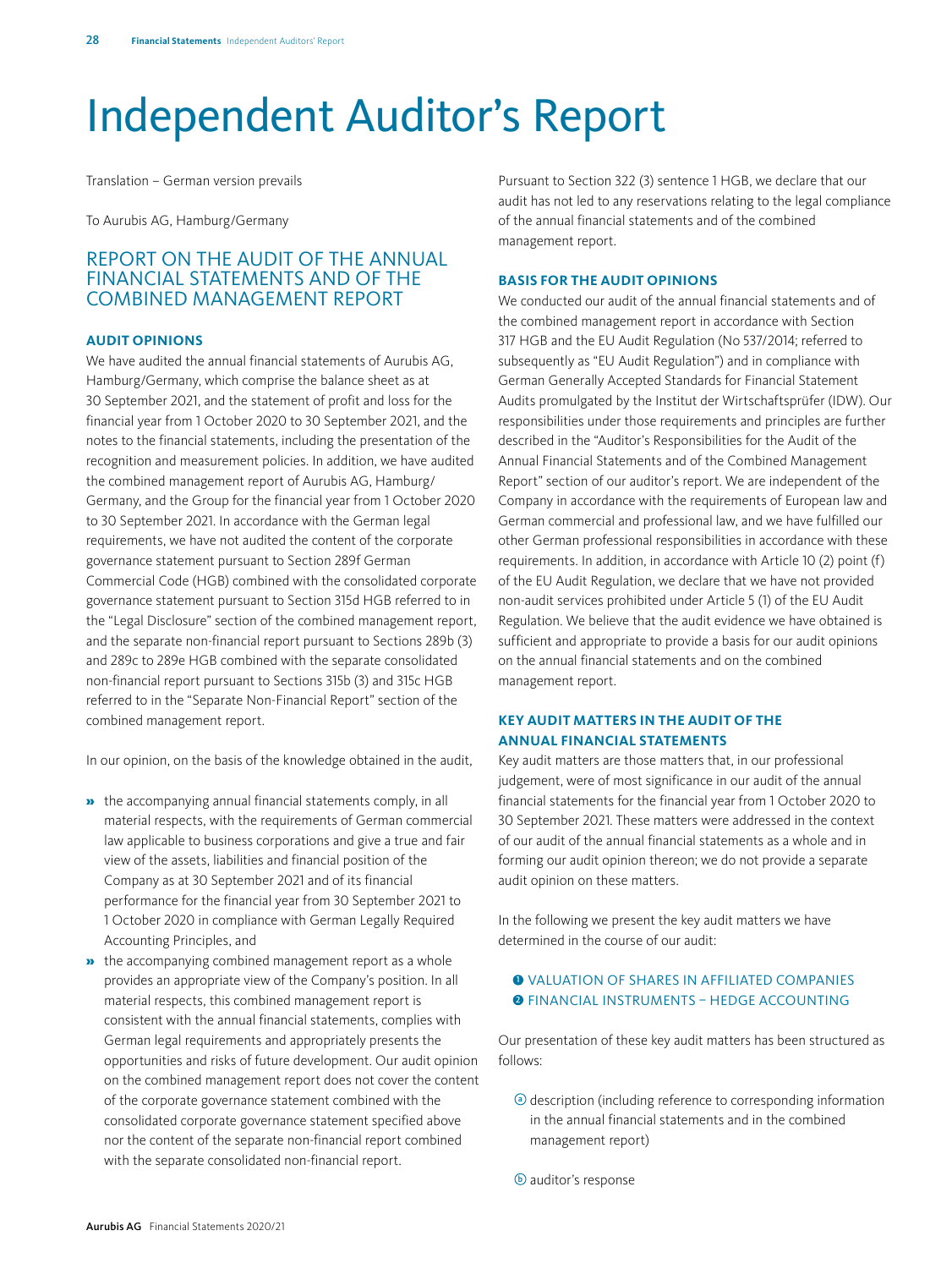# Independent Auditor's Report

Translation – German version prevails

To Aurubis AG, Hamburg/Germany

## REPORT ON THE AUDIT OF THE ANNUAL FINANCIAL STATEMENTS AND OF THE COMBINED MANAGEMENT REPORT

### AUDIT OPINIONS

We have audited the annual financial statements of Aurubis AG, Hamburg/Germany, which comprise the balance sheet as at 30 September 2021, and the statement of profit and loss for the financial year from 1 October 2020 to 30 September 2021, and the notes to the financial statements, including the presentation of the recognition and measurement policies. In addition, we have audited the combined management report of Aurubis AG, Hamburg/Germany, and the Group for the financial year from 1 October 2020 to 30 September 2021. In accordance with the German legal requirements, we have not audited the content of the corporate governance statement pursuant to Section 289f German Commercial Code (HGB) combined with the consolidated corporate governance statement pursuant to Section 315d HGB referred to in the "Legal Disclosure" section of the combined management report, and the separate non-financial report pursuant to Sections 289b (3) and 289c to 289e HGB combined with the separate consolidated non-financial report pursuant to Sections 315b (3) and 315c HGB referred to in the "Separate Non-Financial Report" section of the combined management report.

In our opinion, on the basis of the knowledge obtained in the audit,

- the accompanying annual financial statements comply, in all material respects, with the requirements of German commercial law applicable to business corporations and give a true and fair view of the assets, liabilities and financial position of the Company as at 30 September 2021 and of its financial performance for the financial year from 30 September 2021 to 1 October 2020 in compliance with German Legally Required Accounting Principles, and
- the accompanying combined management report as a whole provides an appropriate view of the Company's position. In all material respects, this combined management report is consistent with the annual financial statements, complies with German legal requirements and appropriately presents the opportunities and risks of future development. Our audit opinion on the combined management report does not cover the content of the corporate governance statement combined with the consolidated corporate governance statement specified above nor the content of the separate non-financial report combined with the separate consolidated non-financial report.

Pursuant to Section 322 (3) sentence 1 HGB, we declare that our audit has not led to any reservations relating to the legal compliance of the annual financial statements and of the combined management report.

### BASIS FOR THE AUDIT OPINIONS

We conducted our audit of the annual financial statements and of the combined management report in accordance with Section 317 HGB and the EU Audit Regulation (No 537/2014; referred to subsequently as "EU Audit Regulation") and in compliance with German Generally Accepted Standards for Financial Statement Audits promulgated by the Institut der Wirtschaftsprüfer (IDW). Our responsibilities under those requirements and principles are further described in the "Auditor's Responsibilities for the Audit of the Annual Financial Statements and of the Combined Management Report" section of our auditor's report. We are independent of the Company in accordance with the requirements of European law and German commercial and professional law, and we have fulfilled our other German professional responsibilities in accordance with these requirements. In addition, in accordance with Article 10 (2) point (f) of the EU Audit Regulation, we declare that we have not provided non-audit services prohibited under Article 5 (1) of the EU Audit Regulation. We believe that the audit evidence we have obtained is sufficient and appropriate to provide a basis for our audit opinions on the annual financial statements and on the combined management report.

### KEY AUDIT MATTERS IN THE AUDIT OF THE ANNUAL FINANCIAL STATEMENTS

Key audit matters are those matters that, in our professional judgement, were of most significance in our audit of the annual financial statements for the financial year from 1 October 2020 to 30 September 2021. These matters were addressed in the context of our audit of the annual financial statements as a whole and in forming our audit opinion thereon; we do not provide a separate audit opinion on these matters.

In the following we present the key audit matters we have determined in the course of our audit:

❶ VALUATION OF SHARES IN AFFILIATED COMPANIES
❷ FINANCIAL INSTRUMENTS – HEDGE ACCOUNTING

Our presentation of these key audit matters has been structured as follows:

ⓐ description (including reference to corresponding information in the annual financial statements and in the combined management report)

ⓑ auditor's response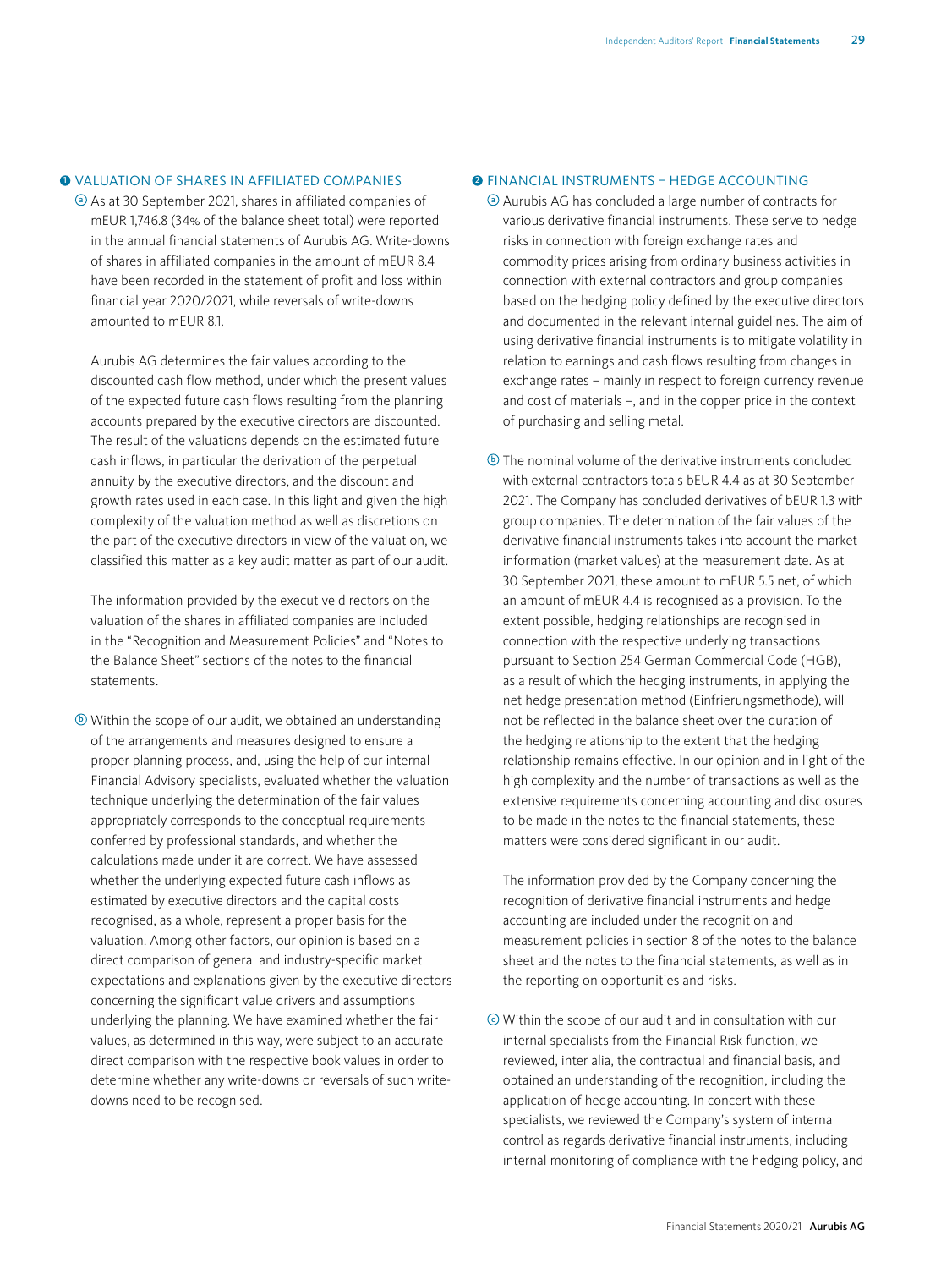## ❶ VALUATION OF SHARES IN AFFILIATED COMPANIES

ⓐ As at 30 September 2021, shares in affiliated companies of mEUR 1,746.8 (34% of the balance sheet total) were reported in the annual financial statements of Aurubis AG. Write-downs of shares in affiliated companies in the amount of mEUR 8.4 have been recorded in the statement of profit and loss within financial year 2020/2021, while reversals of write-downs amounted to mEUR 8.1.

Aurubis AG determines the fair values according to the discounted cash flow method, under which the present values of the expected future cash flows resulting from the planning accounts prepared by the executive directors are discounted. The result of the valuations depends on the estimated future cash inflows, in particular the derivation of the perpetual annuity by the executive directors, and the discount and growth rates used in each case. In this light and given the high complexity of the valuation method as well as discretions on the part of the executive directors in view of the valuation, we classified this matter as a key audit matter as part of our audit.

The information provided by the executive directors on the valuation of the shares in affiliated companies are included in the "Recognition and Measurement Policies" and "Notes to the Balance Sheet" sections of the notes to the financial statements.

ⓑ Within the scope of our audit, we obtained an understanding of the arrangements and measures designed to ensure a proper planning process, and, using the help of our internal Financial Advisory specialists, evaluated whether the valuation technique underlying the determination of the fair values appropriately corresponds to the conceptual requirements conferred by professional standards, and whether the calculations made under it are correct. We have assessed whether the underlying expected future cash inflows as estimated by executive directors and the capital costs recognised, as a whole, represent a proper basis for the valuation. Among other factors, our opinion is based on a direct comparison of general and industry-specific market expectations and explanations given by the executive directors concerning the significant value drivers and assumptions underlying the planning. We have examined whether the fair values, as determined in this way, were subject to an accurate direct comparison with the respective book values in order to determine whether any write-downs or reversals of such write-downs need to be recognised.

## ❷ FINANCIAL INSTRUMENTS – HEDGE ACCOUNTING

ⓐ Aurubis AG has concluded a large number of contracts for various derivative financial instruments. These serve to hedge risks in connection with foreign exchange rates and commodity prices arising from ordinary business activities in connection with external contractors and group companies based on the hedging policy defined by the executive directors and documented in the relevant internal guidelines. The aim of using derivative financial instruments is to mitigate volatility in relation to earnings and cash flows resulting from changes in exchange rates – mainly in respect to foreign currency revenue and cost of materials –, and in the copper price in the context of purchasing and selling metal.

ⓑ The nominal volume of the derivative instruments concluded with external contractors totals bEUR 4.4 as at 30 September 2021. The Company has concluded derivatives of bEUR 1.3 with group companies. The determination of the fair values of the derivative financial instruments takes into account the market information (market values) at the measurement date. As at 30 September 2021, these amount to mEUR 5.5 net, of which an amount of mEUR 4.4 is recognised as a provision. To the extent possible, hedging relationships are recognised in connection with the respective underlying transactions pursuant to Section 254 German Commercial Code (HGB), as a result of which the hedging instruments, in applying the net hedge presentation method (Einfrierungsmethode), will not be reflected in the balance sheet over the duration of the hedging relationship to the extent that the hedging relationship remains effective. In our opinion and in light of the high complexity and the number of transactions as well as the extensive requirements concerning accounting and disclosures to be made in the notes to the financial statements, these matters were considered significant in our audit.

The information provided by the Company concerning the recognition of derivative financial instruments and hedge accounting are included under the recognition and measurement policies in section 8 of the notes to the balance sheet and the notes to the financial statements, as well as in the reporting on opportunities and risks.

ⓒ Within the scope of our audit and in consultation with our internal specialists from the Financial Risk function, we reviewed, inter alia, the contractual and financial basis, and obtained an understanding of the recognition, including the application of hedge accounting. In concert with these specialists, we reviewed the Company's system of internal control as regards derivative financial instruments, including internal monitoring of compliance with the hedging policy, and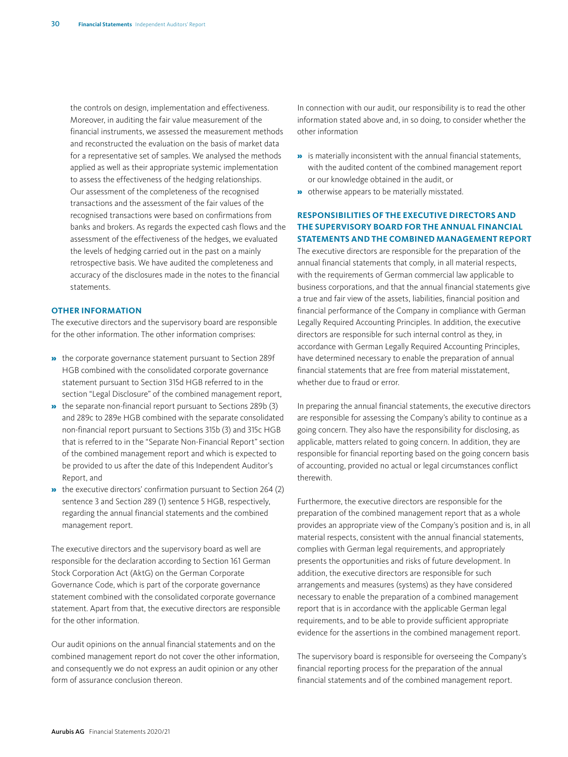the controls on design, implementation and effectiveness. Moreover, in auditing the fair value measurement of the financial instruments, we assessed the measurement methods and reconstructed the evaluation on the basis of market data for a representative set of samples. We analysed the methods applied as well as their appropriate systemic implementation to assess the effectiveness of the hedging relationships. Our assessment of the completeness of the recognised transactions and the assessment of the fair values of the recognised transactions were based on confirmations from banks and brokers. As regards the expected cash flows and the assessment of the effectiveness of the hedges, we evaluated the levels of hedging carried out in the past on a mainly retrospective basis. We have audited the completeness and accuracy of the disclosures made in the notes to the financial statements.

## OTHER INFORMATION

The executive directors and the supervisory board are responsible for the other information. The other information comprises:

- the corporate governance statement pursuant to Section 289f HGB combined with the consolidated corporate governance statement pursuant to Section 315d HGB referred to in the section "Legal Disclosure" of the combined management report,
- the separate non-financial report pursuant to Sections 289b (3) and 289c to 289e HGB combined with the separate consolidated non-financial report pursuant to Sections 315b (3) and 315c HGB that is referred to in the "Separate Non-Financial Report" section of the combined management report and which is expected to be provided to us after the date of this Independent Auditor's Report, and
- the executive directors' confirmation pursuant to Section 264 (2) sentence 3 and Section 289 (1) sentence 5 HGB, respectively, regarding the annual financial statements and the combined management report.

The executive directors and the supervisory board as well are responsible for the declaration according to Section 161 German Stock Corporation Act (AktG) on the German Corporate Governance Code, which is part of the corporate governance statement combined with the consolidated corporate governance statement. Apart from that, the executive directors are responsible for the other information.

Our audit opinions on the annual financial statements and on the combined management report do not cover the other information, and consequently we do not express an audit opinion or any other form of assurance conclusion thereon.

In connection with our audit, our responsibility is to read the other information stated above and, in so doing, to consider whether the other information

- is materially inconsistent with the annual financial statements, with the audited content of the combined management report or our knowledge obtained in the audit, or
- otherwise appears to be materially misstated.

## RESPONSIBILITIES OF THE EXECUTIVE DIRECTORS AND THE SUPERVISORY BOARD FOR THE ANNUAL FINANCIAL STATEMENTS AND THE COMBINED MANAGEMENT REPORT

The executive directors are responsible for the preparation of the annual financial statements that comply, in all material respects, with the requirements of German commercial law applicable to business corporations, and that the annual financial statements give a true and fair view of the assets, liabilities, financial position and financial performance of the Company in compliance with German Legally Required Accounting Principles. In addition, the executive directors are responsible for such internal control as they, in accordance with German Legally Required Accounting Principles, have determined necessary to enable the preparation of annual financial statements that are free from material misstatement, whether due to fraud or error.

In preparing the annual financial statements, the executive directors are responsible for assessing the Company's ability to continue as a going concern. They also have the responsibility for disclosing, as applicable, matters related to going concern. In addition, they are responsible for financial reporting based on the going concern basis of accounting, provided no actual or legal circumstances conflict therewith.

Furthermore, the executive directors are responsible for the preparation of the combined management report that as a whole provides an appropriate view of the Company's position and is, in all material respects, consistent with the annual financial statements, complies with German legal requirements, and appropriately presents the opportunities and risks of future development. In addition, the executive directors are responsible for such arrangements and measures (systems) as they have considered necessary to enable the preparation of a combined management report that is in accordance with the applicable German legal requirements, and to be able to provide sufficient appropriate evidence for the assertions in the combined management report.

The supervisory board is responsible for overseeing the Company's financial reporting process for the preparation of the annual financial statements and of the combined management report.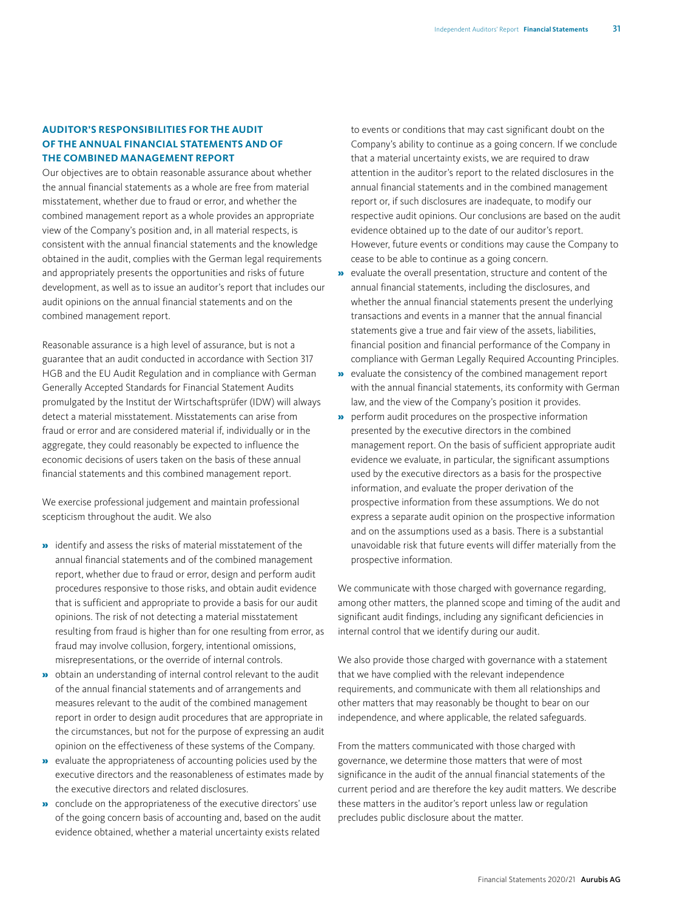## AUDITOR'S RESPONSIBILITIES FOR THE AUDIT OF THE ANNUAL FINANCIAL STATEMENTS AND OF THE COMBINED MANAGEMENT REPORT

Our objectives are to obtain reasonable assurance about whether the annual financial statements as a whole are free from material misstatement, whether due to fraud or error, and whether the combined management report as a whole provides an appropriate view of the Company's position and, in all material respects, is consistent with the annual financial statements and the knowledge obtained in the audit, complies with the German legal requirements and appropriately presents the opportunities and risks of future development, as well as to issue an auditor's report that includes our audit opinions on the annual financial statements and on the combined management report.

Reasonable assurance is a high level of assurance, but is not a guarantee that an audit conducted in accordance with Section 317 HGB and the EU Audit Regulation and in compliance with German Generally Accepted Standards for Financial Statement Audits promulgated by the Institut der Wirtschaftsprüfer (IDW) will always detect a material misstatement. Misstatements can arise from fraud or error and are considered material if, individually or in the aggregate, they could reasonably be expected to influence the economic decisions of users taken on the basis of these annual financial statements and this combined management report.

We exercise professional judgement and maintain professional scepticism throughout the audit. We also

- identify and assess the risks of material misstatement of the annual financial statements and of the combined management report, whether due to fraud or error, design and perform audit procedures responsive to those risks, and obtain audit evidence that is sufficient and appropriate to provide a basis for our audit opinions. The risk of not detecting a material misstatement resulting from fraud is higher than for one resulting from error, as fraud may involve collusion, forgery, intentional omissions, misrepresentations, or the override of internal controls.
- obtain an understanding of internal control relevant to the audit of the annual financial statements and of arrangements and measures relevant to the audit of the combined management report in order to design audit procedures that are appropriate in the circumstances, but not for the purpose of expressing an audit opinion on the effectiveness of these systems of the Company.
- evaluate the appropriateness of accounting policies used by the executive directors and the reasonableness of estimates made by the executive directors and related disclosures.
- conclude on the appropriateness of the executive directors' use of the going concern basis of accounting and, based on the audit evidence obtained, whether a material uncertainty exists related to events or conditions that may cast significant doubt on the Company's ability to continue as a going concern. If we conclude that a material uncertainty exists, we are required to draw attention in the auditor's report to the related disclosures in the annual financial statements and in the combined management report or, if such disclosures are inadequate, to modify our respective audit opinions. Our conclusions are based on the audit evidence obtained up to the date of our auditor's report. However, future events or conditions may cause the Company to cease to be able to continue as a going concern.
- evaluate the overall presentation, structure and content of the annual financial statements, including the disclosures, and whether the annual financial statements present the underlying transactions and events in a manner that the annual financial statements give a true and fair view of the assets, liabilities, financial position and financial performance of the Company in compliance with German Legally Required Accounting Principles.
- evaluate the consistency of the combined management report with the annual financial statements, its conformity with German law, and the view of the Company's position it provides.
- perform audit procedures on the prospective information presented by the executive directors in the combined management report. On the basis of sufficient appropriate audit evidence we evaluate, in particular, the significant assumptions used by the executive directors as a basis for the prospective information, and evaluate the proper derivation of the prospective information from these assumptions. We do not express a separate audit opinion on the prospective information and on the assumptions used as a basis. There is a substantial unavoidable risk that future events will differ materially from the prospective information.

We communicate with those charged with governance regarding, among other matters, the planned scope and timing of the audit and significant audit findings, including any significant deficiencies in internal control that we identify during our audit.

We also provide those charged with governance with a statement that we have complied with the relevant independence requirements, and communicate with them all relationships and other matters that may reasonably be thought to bear on our independence, and where applicable, the related safeguards.

From the matters communicated with those charged with governance, we determine those matters that were of most significance in the audit of the annual financial statements of the current period and are therefore the key audit matters. We describe these matters in the auditor's report unless law or regulation precludes public disclosure about the matter.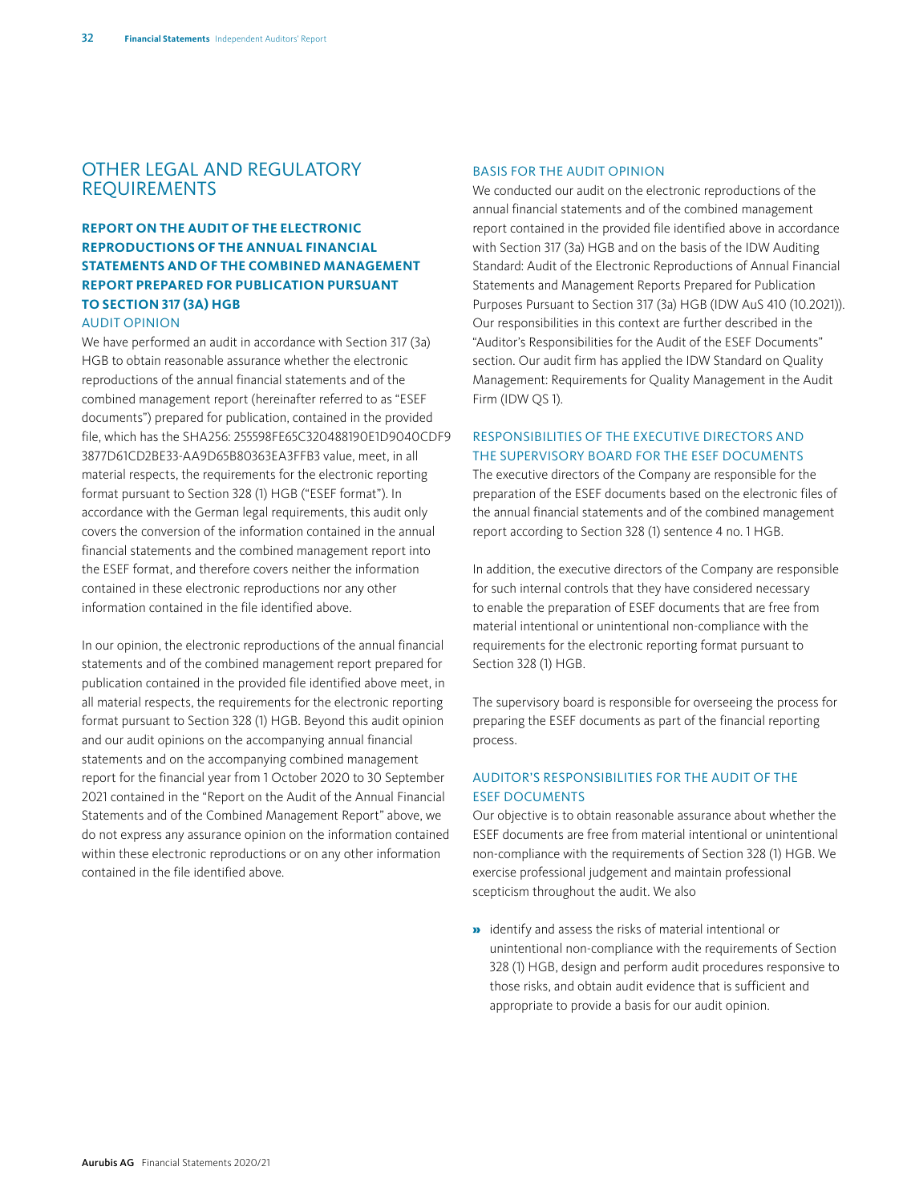# OTHER LEGAL AND REGULATORY REQUIREMENTS

## REPORT ON THE AUDIT OF THE ELECTRONIC REPRODUCTIONS OF THE ANNUAL FINANCIAL STATEMENTS AND OF THE COMBINED MANAGEMENT REPORT PREPARED FOR PUBLICATION PURSUANT TO SECTION 317 (3A) HGB

### AUDIT OPINION

We have performed an audit in accordance with Section 317 (3a) HGB to obtain reasonable assurance whether the electronic reproductions of the annual financial statements and of the combined management report (hereinafter referred to as "ESEF documents") prepared for publication, contained in the provided file, which has the SHA256: 255598FE65C320488190E1D9040CDF93877D61CD2BE33-AA9D65B80363EA3FFB3 value, meet, in all material respects, the requirements for the electronic reporting format pursuant to Section 328 (1) HGB ("ESEF format"). In accordance with the German legal requirements, this audit only covers the conversion of the information contained in the annual financial statements and the combined management report into the ESEF format, and therefore covers neither the information contained in these electronic reproductions nor any other information contained in the file identified above.

In our opinion, the electronic reproductions of the annual financial statements and of the combined management report prepared for publication contained in the provided file identified above meet, in all material respects, the requirements for the electronic reporting format pursuant to Section 328 (1) HGB. Beyond this audit opinion and our audit opinions on the accompanying annual financial statements and on the accompanying combined management report for the financial year from 1 October 2020 to 30 September 2021 contained in the "Report on the Audit of the Annual Financial Statements and of the Combined Management Report" above, we do not express any assurance opinion on the information contained within these electronic reproductions or on any other information contained in the file identified above.

### BASIS FOR THE AUDIT OPINION

We conducted our audit on the electronic reproductions of the annual financial statements and of the combined management report contained in the provided file identified above in accordance with Section 317 (3a) HGB and on the basis of the IDW Auditing Standard: Audit of the Electronic Reproductions of Annual Financial Statements and Management Reports Prepared for Publication Purposes Pursuant to Section 317 (3a) HGB (IDW AuS 410 (10.2021)). Our responsibilities in this context are further described in the "Auditor's Responsibilities for the Audit of the ESEF Documents" section. Our audit firm has applied the IDW Standard on Quality Management: Requirements for Quality Management in the Audit Firm (IDW QS 1).

### RESPONSIBILITIES OF THE EXECUTIVE DIRECTORS AND THE SUPERVISORY BOARD FOR THE ESEF DOCUMENTS

The executive directors of the Company are responsible for the preparation of the ESEF documents based on the electronic files of the annual financial statements and of the combined management report according to Section 328 (1) sentence 4 no. 1 HGB.

In addition, the executive directors of the Company are responsible for such internal controls that they have considered necessary to enable the preparation of ESEF documents that are free from material intentional or unintentional non-compliance with the requirements for the electronic reporting format pursuant to Section 328 (1) HGB.

The supervisory board is responsible for overseeing the process for preparing the ESEF documents as part of the financial reporting process.

### AUDITOR'S RESPONSIBILITIES FOR THE AUDIT OF THE ESEF DOCUMENTS

Our objective is to obtain reasonable assurance about whether the ESEF documents are free from material intentional or unintentional non-compliance with the requirements of Section 328 (1) HGB. We exercise professional judgement and maintain professional scepticism throughout the audit. We also

- identify and assess the risks of material intentional or unintentional non-compliance with the requirements of Section 328 (1) HGB, design and perform audit procedures responsive to those risks, and obtain audit evidence that is sufficient and appropriate to provide a basis for our audit opinion.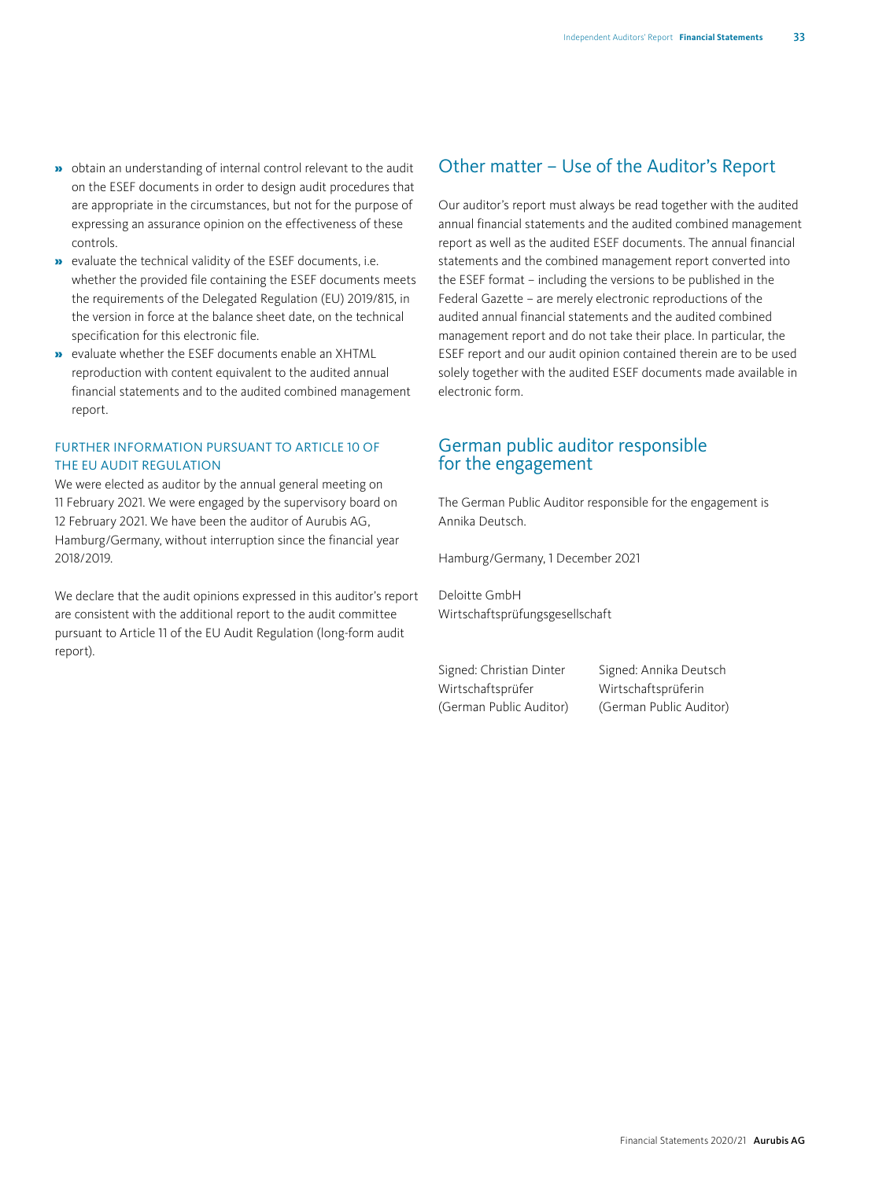- obtain an understanding of internal control relevant to the audit on the ESEF documents in order to design audit procedures that are appropriate in the circumstances, but not for the purpose of expressing an assurance opinion on the effectiveness of these controls.
- evaluate the technical validity of the ESEF documents, i.e. whether the provided file containing the ESEF documents meets the requirements of the Delegated Regulation (EU) 2019/815, in the version in force at the balance sheet date, on the technical specification for this electronic file.
- evaluate whether the ESEF documents enable an XHTML reproduction with content equivalent to the audited annual financial statements and to the audited combined management report.

### FURTHER INFORMATION PURSUANT TO ARTICLE 10 OF THE EU AUDIT REGULATION

We were elected as auditor by the annual general meeting on 11 February 2021. We were engaged by the supervisory board on 12 February 2021. We have been the auditor of Aurubis AG, Hamburg/Germany, without interruption since the financial year 2018/2019.

We declare that the audit opinions expressed in this auditor's report are consistent with the additional report to the audit committee pursuant to Article 11 of the EU Audit Regulation (long-form audit report).

## Other matter – Use of the Auditor's Report

Our auditor's report must always be read together with the audited annual financial statements and the audited combined management report as well as the audited ESEF documents. The annual financial statements and the combined management report converted into the ESEF format – including the versions to be published in the Federal Gazette – are merely electronic reproductions of the audited annual financial statements and the audited combined management report and do not take their place. In particular, the ESEF report and our audit opinion contained therein are to be used solely together with the audited ESEF documents made available in electronic form.

## German public auditor responsible for the engagement

The German Public Auditor responsible for the engagement is Annika Deutsch.

Hamburg/Germany, 1 December 2021

Deloitte GmbH
Wirtschaftsprüfungsgesellschaft

Signed: Christian Dinter
Wirtschaftsprüfer
(German Public Auditor)

Signed: Annika Deutsch
Wirtschaftsprüferin
(German Public Auditor)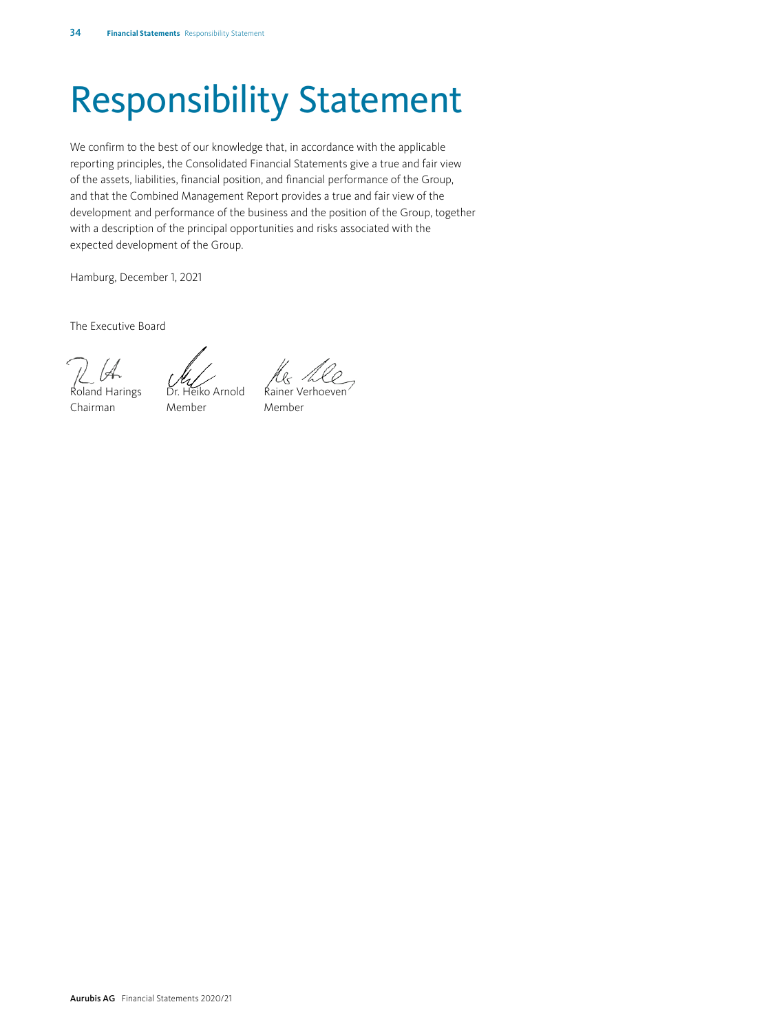# Responsibility Statement

We confirm to the best of our knowledge that, in accordance with the applicable reporting principles, the Consolidated Financial Statements give a true and fair view of the assets, liabilities, financial position, and financial performance of the Group, and that the Combined Management Report provides a true and fair view of the development and performance of the business and the position of the Group, together with a description of the principal opportunities and risks associated with the expected development of the Group.

Hamburg, December 1, 2021

The Executive Board

| Roland Harings | Dr. Heiko Arnold | Rainer Verhoeven |
| --- | --- | --- |
| Chairman | Member | Member |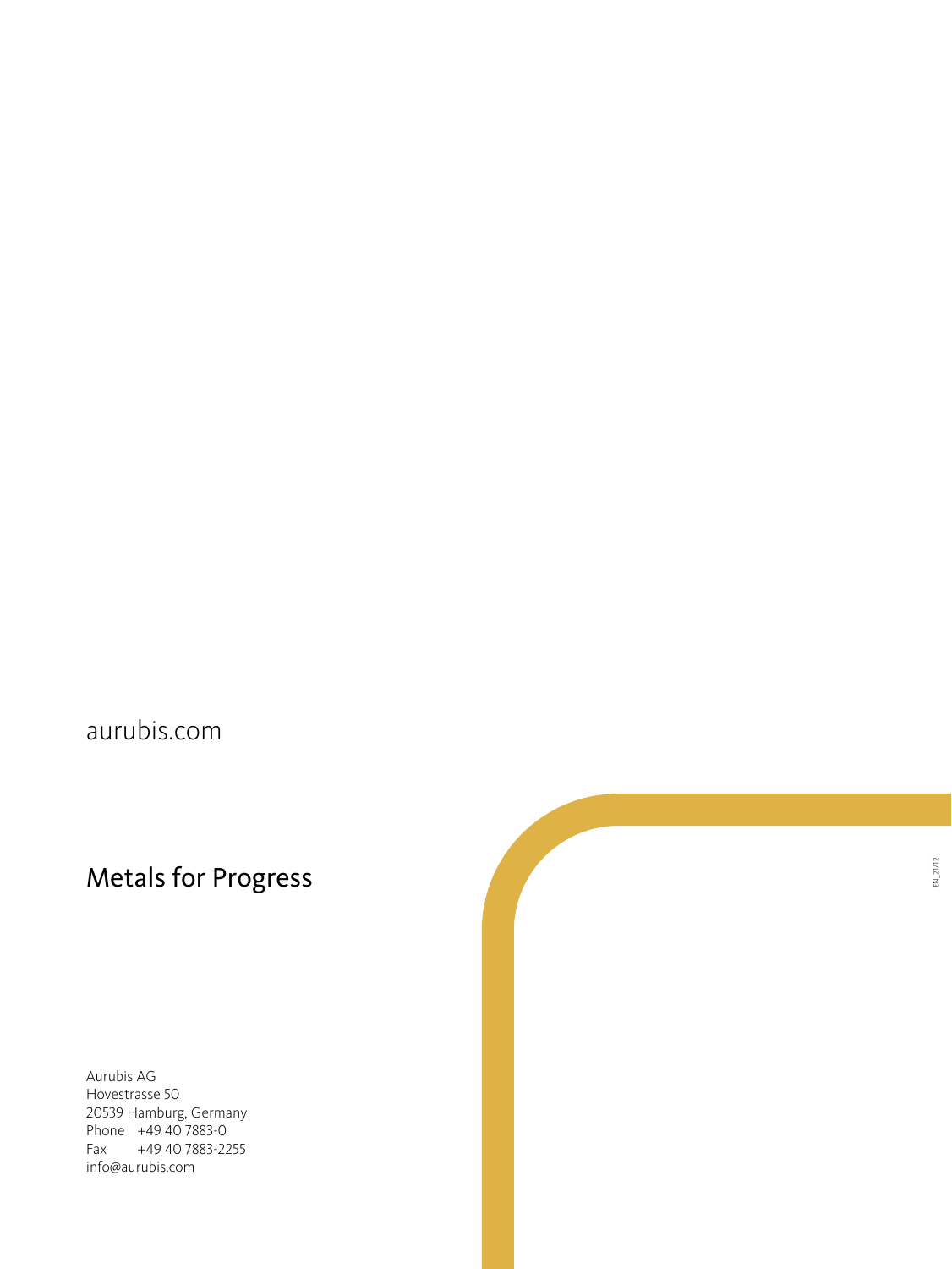aurubis.com

Metals for Progress

Aurubis AG
Hovestrasse 50
20539 Hamburg, Germany
Phone +49 40 7883-0
Fax +49 40 7883-2255
info@aurubis.com

EN_21/12